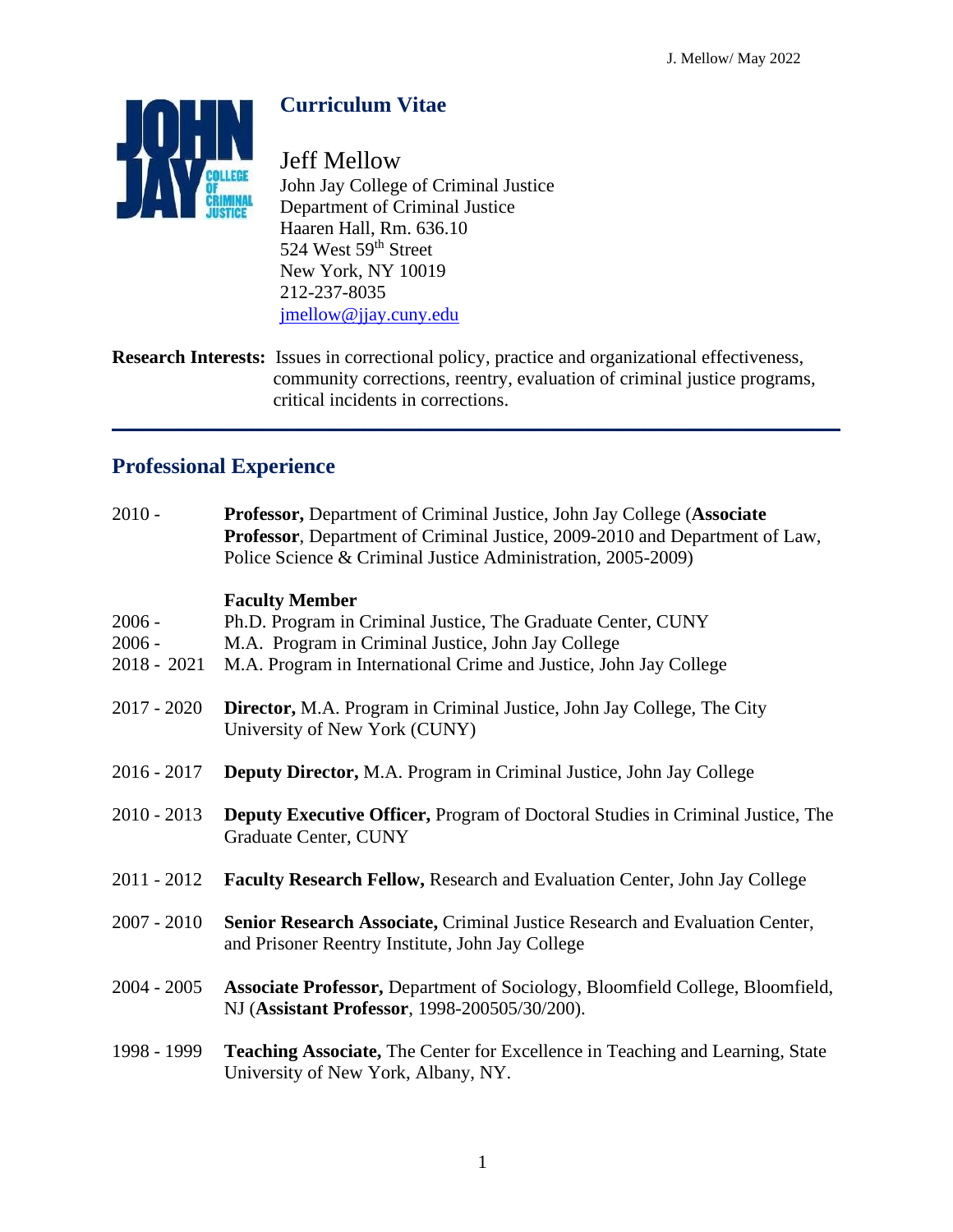# Curriculum Vitae

Jeff Mellow
John Jay College of Criminal Justice
Department of Criminal Justice
Haaren Hall, Rm. 636.10
524 West 59th Street
New York, NY 10019
212-237-8035
jmellow@jjay.cuny.edu

**Research Interests:** Issues in correctional policy, practice and organizational effectiveness, community corrections, reentry, evaluation of criminal justice programs, critical incidents in corrections.

---

## Professional Experience

2010 - **Professor,** Department of Criminal Justice, John Jay College (**Associate Professor**, Department of Criminal Justice, 2009-2010 and Department of Law, Police Science & Criminal Justice Administration, 2005-2009)

**Faculty Member**

2006 - Ph.D. Program in Criminal Justice, The Graduate Center, CUNY
2006 - M.A. Program in Criminal Justice, John Jay College
2018 - 2021 M.A. Program in International Crime and Justice, John Jay College

2017 - 2020 **Director,** M.A. Program in Criminal Justice, John Jay College, The City University of New York (CUNY)

2016 - 2017 **Deputy Director,** M.A. Program in Criminal Justice, John Jay College

2010 - 2013 **Deputy Executive Officer,** Program of Doctoral Studies in Criminal Justice, The Graduate Center, CUNY

2011 - 2012 **Faculty Research Fellow,** Research and Evaluation Center, John Jay College

2007 - 2010 **Senior Research Associate,** Criminal Justice Research and Evaluation Center, and Prisoner Reentry Institute, John Jay College

2004 - 2005 **Associate Professor,** Department of Sociology, Bloomfield College, Bloomfield, NJ (**Assistant Professor**, 1998-200505/30/200).

1998 - 1999 **Teaching Associate,** The Center for Excellence in Teaching and Learning, State University of New York, Albany, NY.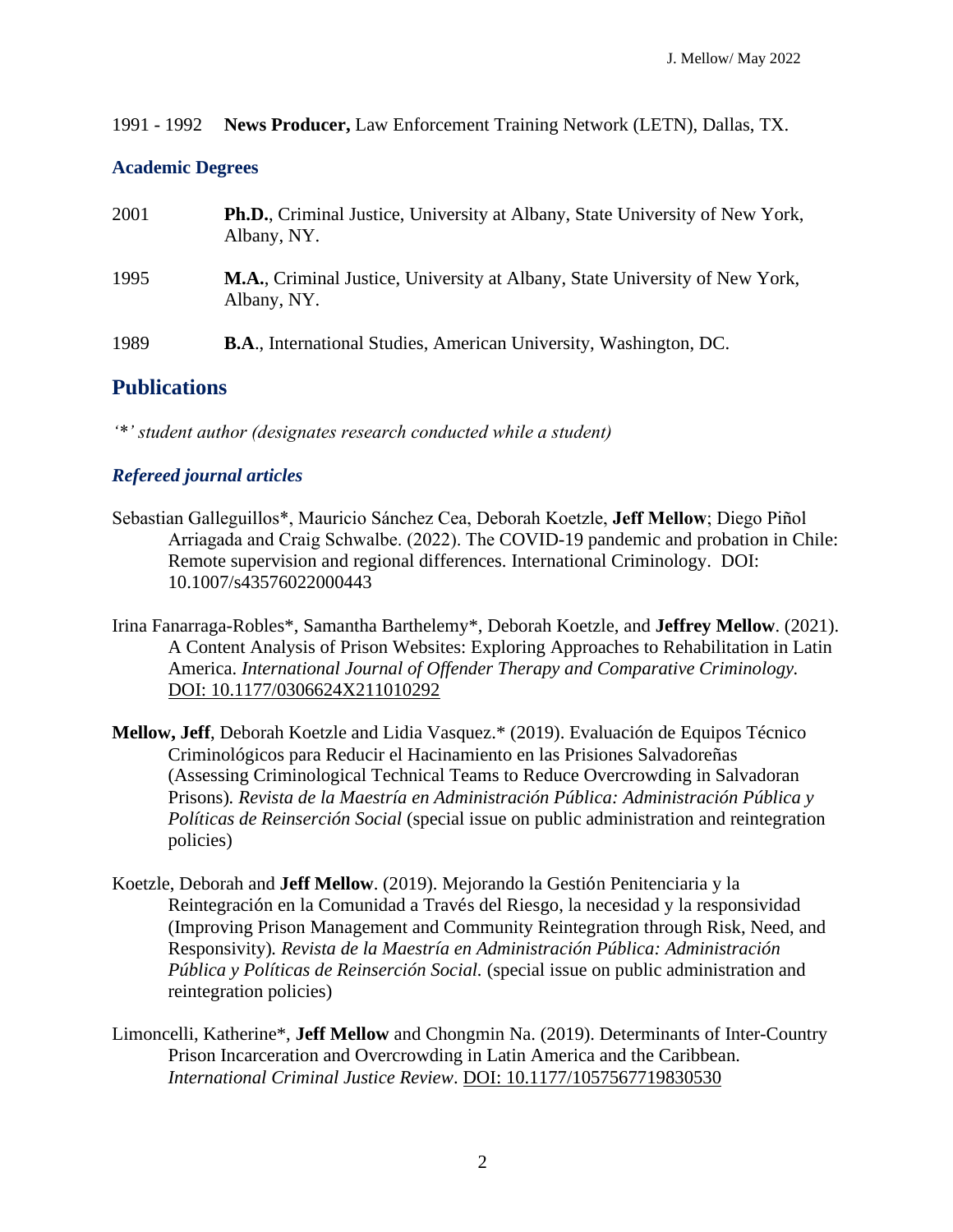1991 - 1992 **News Producer,** Law Enforcement Training Network (LETN), Dallas, TX.

### Academic Degrees

2001 **Ph.D.**, Criminal Justice, University at Albany, State University of New York, Albany, NY.

1995 **M.A.**, Criminal Justice, University at Albany, State University of New York, Albany, NY.

1989 **B.A**., International Studies, American University, Washington, DC.

## Publications

*'*' student author (designates research conducted while a student)*

### *Refereed journal articles*

Sebastian Galleguillos*, Mauricio Sánchez Cea, Deborah Koetzle, **Jeff Mellow**; Diego Piñol Arriagada and Craig Schwalbe. (2022). The COVID-19 pandemic and probation in Chile: Remote supervision and regional differences. International Criminology. DOI: 10.1007/s43576022000443

Irina Fanarraga-Robles*, Samantha Barthelemy*, Deborah Koetzle, and **Jeffrey Mellow**. (2021). A Content Analysis of Prison Websites: Exploring Approaches to Rehabilitation in Latin America. *International Journal of Offender Therapy and Comparative Criminology.* DOI: 10.1177/0306624X211010292

**Mellow, Jeff**, Deborah Koetzle and Lidia Vasquez.* (2019). Evaluación de Equipos Técnico Criminológicos para Reducir el Hacinamiento en las Prisiones Salvadoreñas (Assessing Criminological Technical Teams to Reduce Overcrowding in Salvadoran Prisons)*. Revista de la Maestría en Administración Pública: Administración Pública y Políticas de Reinserción Social* (special issue on public administration and reintegration policies)

Koetzle, Deborah and **Jeff Mellow**. (2019). Mejorando la Gestión Penitenciaria y la Reintegración en la Comunidad a Través del Riesgo, la necesidad y la responsividad (Improving Prison Management and Community Reintegration through Risk, Need, and Responsivity)*. Revista de la Maestría en Administración Pública: Administración Pública y Políticas de Reinserción Social.* (special issue on public administration and reintegration policies)

Limoncelli, Katherine*, **Jeff Mellow** and Chongmin Na. (2019). Determinants of Inter-Country Prison Incarceration and Overcrowding in Latin America and the Caribbean. *International Criminal Justice Review*. DOI: 10.1177/1057567719830530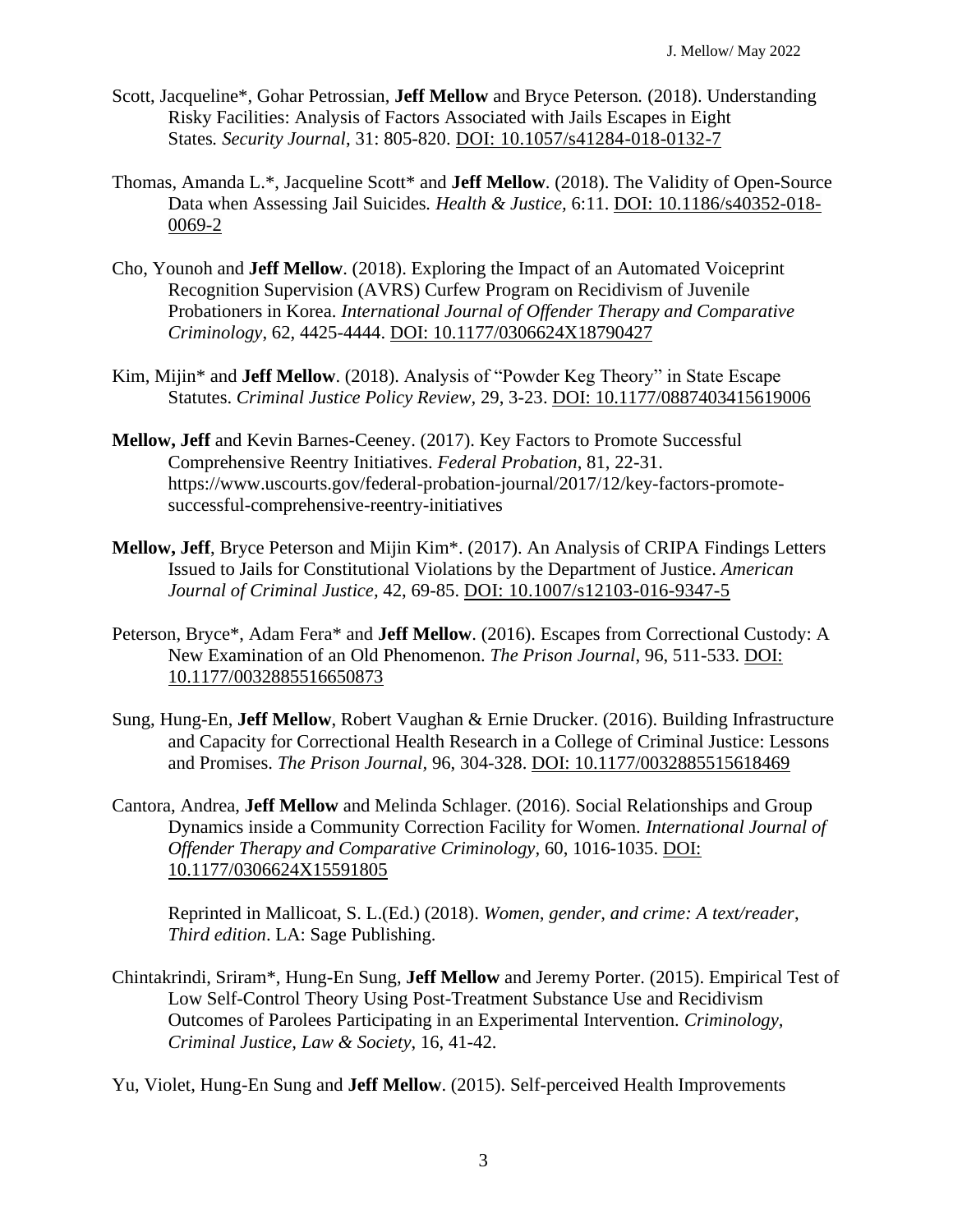Scott, Jacqueline*, Gohar Petrossian, **Jeff Mellow** and Bryce Peterson. (2018). Understanding Risky Facilities: Analysis of Factors Associated with Jails Escapes in Eight States. *Security Journal*, 31: 805-820. DOI: 10.1057/s41284-018-0132-7

Thomas, Amanda L.*, Jacqueline Scott* and **Jeff Mellow**. (2018). The Validity of Open-Source Data when Assessing Jail Suicides. *Health & Justice*, 6:11. DOI: 10.1186/s40352-018-0069-2

Cho, Younoh and **Jeff Mellow**. (2018). Exploring the Impact of an Automated Voiceprint Recognition Supervision (AVRS) Curfew Program on Recidivism of Juvenile Probationers in Korea. *International Journal of Offender Therapy and Comparative Criminology*, 62, 4425-4444. DOI: 10.1177/0306624X18790427

Kim, Mijin* and **Jeff Mellow**. (2018). Analysis of "Powder Keg Theory" in State Escape Statutes. *Criminal Justice Policy Review*, 29, 3-23. DOI: 10.1177/0887403415619006

**Mellow, Jeff** and Kevin Barnes-Ceeney. (2017). Key Factors to Promote Successful Comprehensive Reentry Initiatives. *Federal Probation*, 81, 22-31. https://www.uscourts.gov/federal-probation-journal/2017/12/key-factors-promote-successful-comprehensive-reentry-initiatives

**Mellow, Jeff**, Bryce Peterson and Mijin Kim*. (2017). An Analysis of CRIPA Findings Letters Issued to Jails for Constitutional Violations by the Department of Justice. *American Journal of Criminal Justice*, 42, 69-85. DOI: 10.1007/s12103-016-9347-5

Peterson, Bryce*, Adam Fera* and **Jeff Mellow**. (2016). Escapes from Correctional Custody: A New Examination of an Old Phenomenon. *The Prison Journal*, 96, 511-533. DOI: 10.1177/0032885516650873

Sung, Hung-En, **Jeff Mellow**, Robert Vaughan & Ernie Drucker. (2016). Building Infrastructure and Capacity for Correctional Health Research in a College of Criminal Justice: Lessons and Promises. *The Prison Journal*, 96, 304-328. DOI: 10.1177/0032885515618469

Cantora, Andrea, **Jeff Mellow** and Melinda Schlager. (2016). Social Relationships and Group Dynamics inside a Community Correction Facility for Women. *International Journal of Offender Therapy and Comparative Criminology*, 60, 1016-1035. DOI: 10.1177/0306624X15591805

Reprinted in Mallicoat, S. L.(Ed.) (2018). *Women, gender, and crime: A text/reader, Third edition*. LA: Sage Publishing.

Chintakrindi, Sriram*, Hung-En Sung, **Jeff Mellow** and Jeremy Porter. (2015). Empirical Test of Low Self-Control Theory Using Post-Treatment Substance Use and Recidivism Outcomes of Parolees Participating in an Experimental Intervention. *Criminology, Criminal Justice, Law & Society*, 16, 41-42.

Yu, Violet, Hung-En Sung and **Jeff Mellow**. (2015). Self-perceived Health Improvements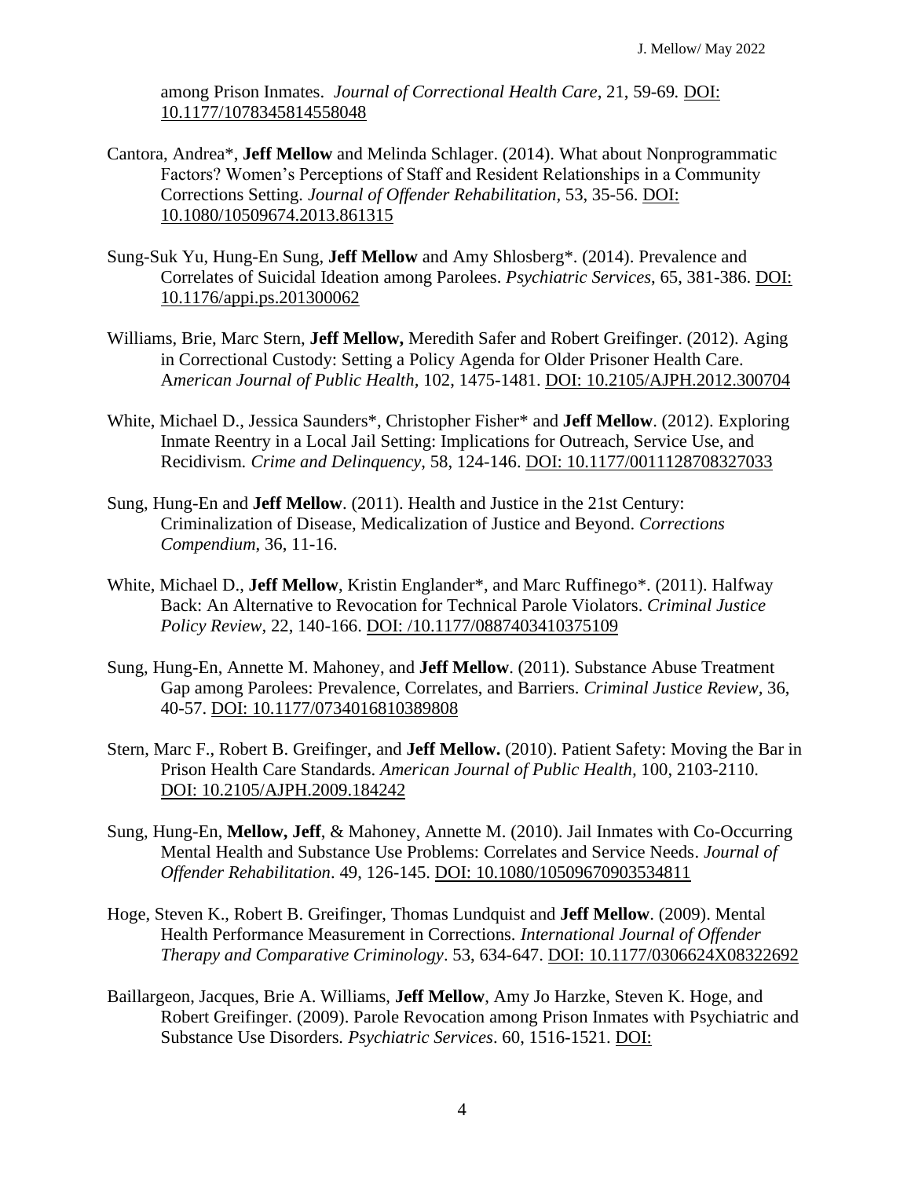among Prison Inmates. *Journal of Correctional Health Care*, 21, 59-69. DOI: 10.1177/1078345814558048

Cantora, Andrea*, **Jeff Mellow** and Melinda Schlager. (2014). What about Nonprogrammatic Factors? Women's Perceptions of Staff and Resident Relationships in a Community Corrections Setting. *Journal of Offender Rehabilitation*, 53, 35-56. DOI: 10.1080/10509674.2013.861315

Sung-Suk Yu, Hung-En Sung, **Jeff Mellow** and Amy Shlosberg*. (2014). Prevalence and Correlates of Suicidal Ideation among Parolees. *Psychiatric Services*, 65, 381-386. DOI: 10.1176/appi.ps.201300062

Williams, Brie, Marc Stern, **Jeff Mellow,** Meredith Safer and Robert Greifinger. (2012). Aging in Correctional Custody: Setting a Policy Agenda for Older Prisoner Health Care. *American Journal of Public Health*, 102, 1475-1481. DOI: 10.2105/AJPH.2012.300704

White, Michael D., Jessica Saunders*, Christopher Fisher* and **Jeff Mellow**. (2012). Exploring Inmate Reentry in a Local Jail Setting: Implications for Outreach, Service Use, and Recidivism. *Crime and Delinquency*, 58, 124-146. DOI: 10.1177/0011128708327033

Sung, Hung-En and **Jeff Mellow**. (2011). Health and Justice in the 21st Century: Criminalization of Disease, Medicalization of Justice and Beyond. *Corrections Compendium*, 36, 11-16.

White, Michael D., **Jeff Mellow**, Kristin Englander*, and Marc Ruffinego*. (2011). Halfway Back: An Alternative to Revocation for Technical Parole Violators. *Criminal Justice Policy Review*, 22, 140-166. DOI: /10.1177/0887403410375109

Sung, Hung-En, Annette M. Mahoney, and **Jeff Mellow**. (2011). Substance Abuse Treatment Gap among Parolees: Prevalence, Correlates, and Barriers. *Criminal Justice Review*, 36, 40-57. DOI: 10.1177/0734016810389808

Stern, Marc F., Robert B. Greifinger, and **Jeff Mellow.** (2010). Patient Safety: Moving the Bar in Prison Health Care Standards. *American Journal of Public Health*, 100, 2103-2110. DOI: 10.2105/AJPH.2009.184242

Sung, Hung-En, **Mellow, Jeff**, & Mahoney, Annette M. (2010). Jail Inmates with Co-Occurring Mental Health and Substance Use Problems: Correlates and Service Needs. *Journal of Offender Rehabilitation*. 49, 126-145. DOI: 10.1080/10509670903534811

Hoge, Steven K., Robert B. Greifinger, Thomas Lundquist and **Jeff Mellow**. (2009). Mental Health Performance Measurement in Corrections. *International Journal of Offender Therapy and Comparative Criminology*. 53, 634-647. DOI: 10.1177/0306624X08322692

Baillargeon, Jacques, Brie A. Williams, **Jeff Mellow**, Amy Jo Harzke, Steven K. Hoge, and Robert Greifinger. (2009). Parole Revocation among Prison Inmates with Psychiatric and Substance Use Disorders. *Psychiatric Services*. 60, 1516-1521. DOI: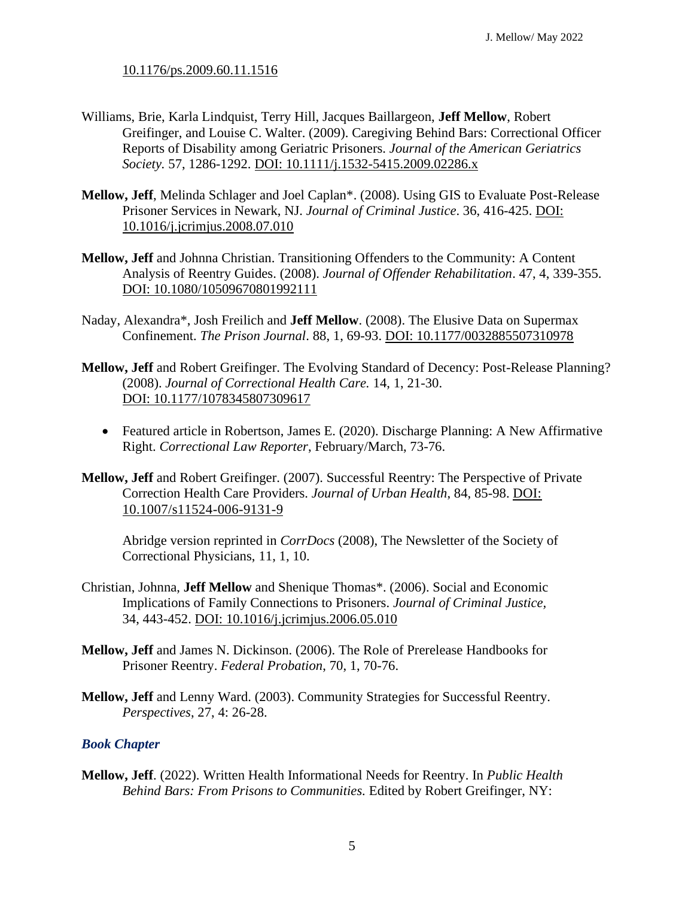10.1176/ps.2009.60.11.1516

Williams, Brie, Karla Lindquist, Terry Hill, Jacques Baillargeon, **Jeff Mellow**, Robert Greifinger, and Louise C. Walter. (2009). Caregiving Behind Bars: Correctional Officer Reports of Disability among Geriatric Prisoners. *Journal of the American Geriatrics Society.* 57, 1286-1292. DOI: 10.1111/j.1532-5415.2009.02286.x

**Mellow, Jeff**, Melinda Schlager and Joel Caplan*. (2008). Using GIS to Evaluate Post-Release Prisoner Services in Newark, NJ. *Journal of Criminal Justice*. 36, 416-425. DOI: 10.1016/j.jcrimjus.2008.07.010

**Mellow, Jeff** and Johnna Christian. Transitioning Offenders to the Community: A Content Analysis of Reentry Guides. (2008). *Journal of Offender Rehabilitation*. 47, 4, 339-355. DOI: 10.1080/10509670801992111

Naday, Alexandra*, Josh Freilich and **Jeff Mellow**. (2008). The Elusive Data on Supermax Confinement. *The Prison Journal*. 88, 1, 69-93. DOI: 10.1177/0032885507310978

**Mellow, Jeff** and Robert Greifinger. The Evolving Standard of Decency: Post-Release Planning? (2008). *Journal of Correctional Health Care.* 14, 1, 21-30. DOI: 10.1177/1078345807309617

- Featured article in Robertson, James E. (2020). Discharge Planning: A New Affirmative Right. *Correctional Law Reporter*, February/March, 73-76.

**Mellow, Jeff** and Robert Greifinger. (2007). Successful Reentry: The Perspective of Private Correction Health Care Providers. *Journal of Urban Health*, 84, 85-98. DOI: 10.1007/s11524-006-9131-9

Abridge version reprinted in *CorrDocs* (2008), The Newsletter of the Society of Correctional Physicians, 11, 1, 10.

Christian, Johnna, **Jeff Mellow** and Shenique Thomas*. (2006). Social and Economic Implications of Family Connections to Prisoners. *Journal of Criminal Justice,* 34, 443-452. DOI: 10.1016/j.jcrimjus.2006.05.010

**Mellow, Jeff** and James N. Dickinson. (2006). The Role of Prerelease Handbooks for Prisoner Reentry. *Federal Probation*, 70, 1, 70-76.

**Mellow, Jeff** and Lenny Ward. (2003). Community Strategies for Successful Reentry. *Perspectives*, 27, 4: 26-28.

### *Book Chapter*

**Mellow, Jeff**. (2022). Written Health Informational Needs for Reentry. In *Public Health Behind Bars: From Prisons to Communities.* Edited by Robert Greifinger, NY: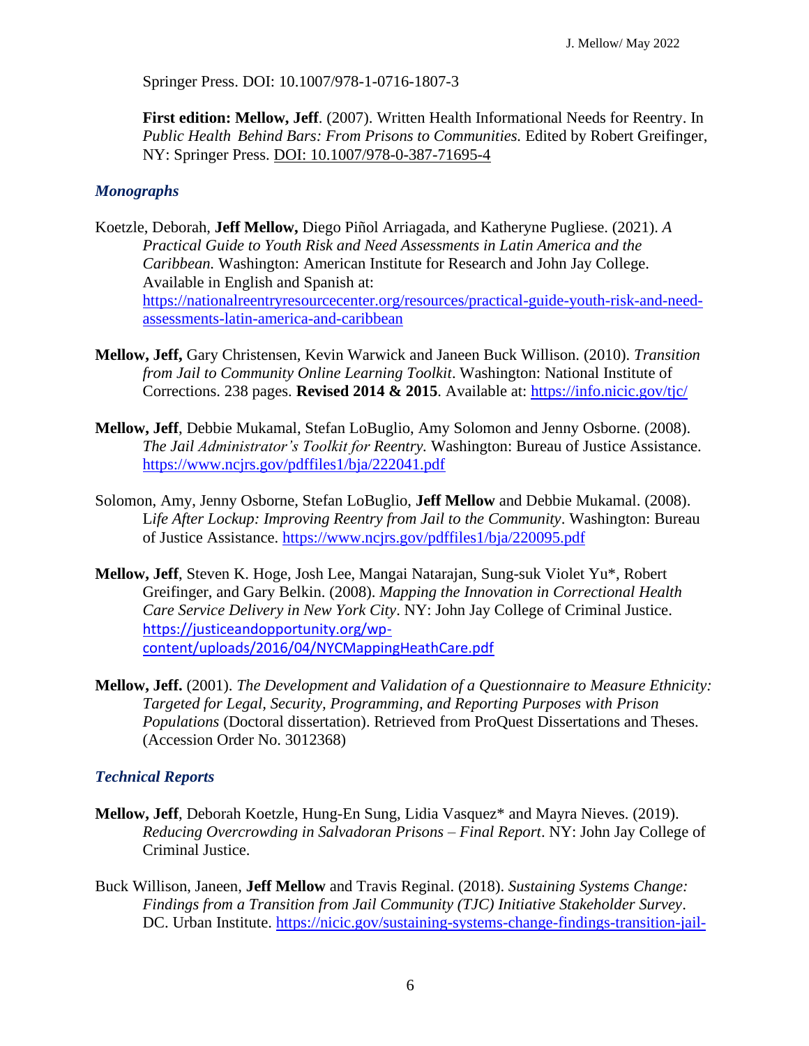Springer Press. DOI: 10.1007/978-1-0716-1807-3

**First edition: Mellow, Jeff**. (2007). Written Health Informational Needs for Reentry. In *Public Health Behind Bars: From Prisons to Communities.* Edited by Robert Greifinger, NY: Springer Press. DOI: 10.1007/978-0-387-71695-4

### *Monographs*

Koetzle, Deborah, **Jeff Mellow,** Diego Piñol Arriagada, and Katheryne Pugliese. (2021). *A Practical Guide to Youth Risk and Need Assessments in Latin America and the Caribbean.* Washington: American Institute for Research and John Jay College. Available in English and Spanish at: https://nationalreentryresourcecenter.org/resources/practical-guide-youth-risk-and-need-assessments-latin-america-and-caribbean

**Mellow, Jeff,** Gary Christensen, Kevin Warwick and Janeen Buck Willison. (2010). *Transition from Jail to Community Online Learning Toolkit*. Washington: National Institute of Corrections. 238 pages. **Revised 2014 & 2015**. Available at: https://info.nicic.gov/tjc/

**Mellow, Jeff**, Debbie Mukamal, Stefan LoBuglio, Amy Solomon and Jenny Osborne. (2008). *The Jail Administrator's Toolkit for Reentry.* Washington: Bureau of Justice Assistance. https://www.ncjrs.gov/pdffiles1/bja/222041.pdf

Solomon, Amy, Jenny Osborne, Stefan LoBuglio, **Jeff Mellow** and Debbie Mukamal. (2008). *Life After Lockup: Improving Reentry from Jail to the Community*. Washington: Bureau of Justice Assistance. https://www.ncjrs.gov/pdffiles1/bja/220095.pdf

**Mellow, Jeff**, Steven K. Hoge, Josh Lee, Mangai Natarajan, Sung-suk Violet Yu*, Robert Greifinger, and Gary Belkin. (2008). *Mapping the Innovation in Correctional Health Care Service Delivery in New York City*. NY: John Jay College of Criminal Justice. https://justiceandopportunity.org/wp-content/uploads/2016/04/NYCMappingHeathCare.pdf

**Mellow, Jeff.** (2001). *The Development and Validation of a Questionnaire to Measure Ethnicity: Targeted for Legal, Security, Programming, and Reporting Purposes with Prison Populations* (Doctoral dissertation). Retrieved from ProQuest Dissertations and Theses. (Accession Order No. 3012368)

### *Technical Reports*

**Mellow, Jeff**, Deborah Koetzle, Hung-En Sung, Lidia Vasquez* and Mayra Nieves. (2019). *Reducing Overcrowding in Salvadoran Prisons – Final Report*. NY: John Jay College of Criminal Justice.

Buck Willison, Janeen, **Jeff Mellow** and Travis Reginal. (2018). *Sustaining Systems Change: Findings from a Transition from Jail Community (TJC) Initiative Stakeholder Survey*. DC. Urban Institute. https://nicic.gov/sustaining-systems-change-findings-transition-jail-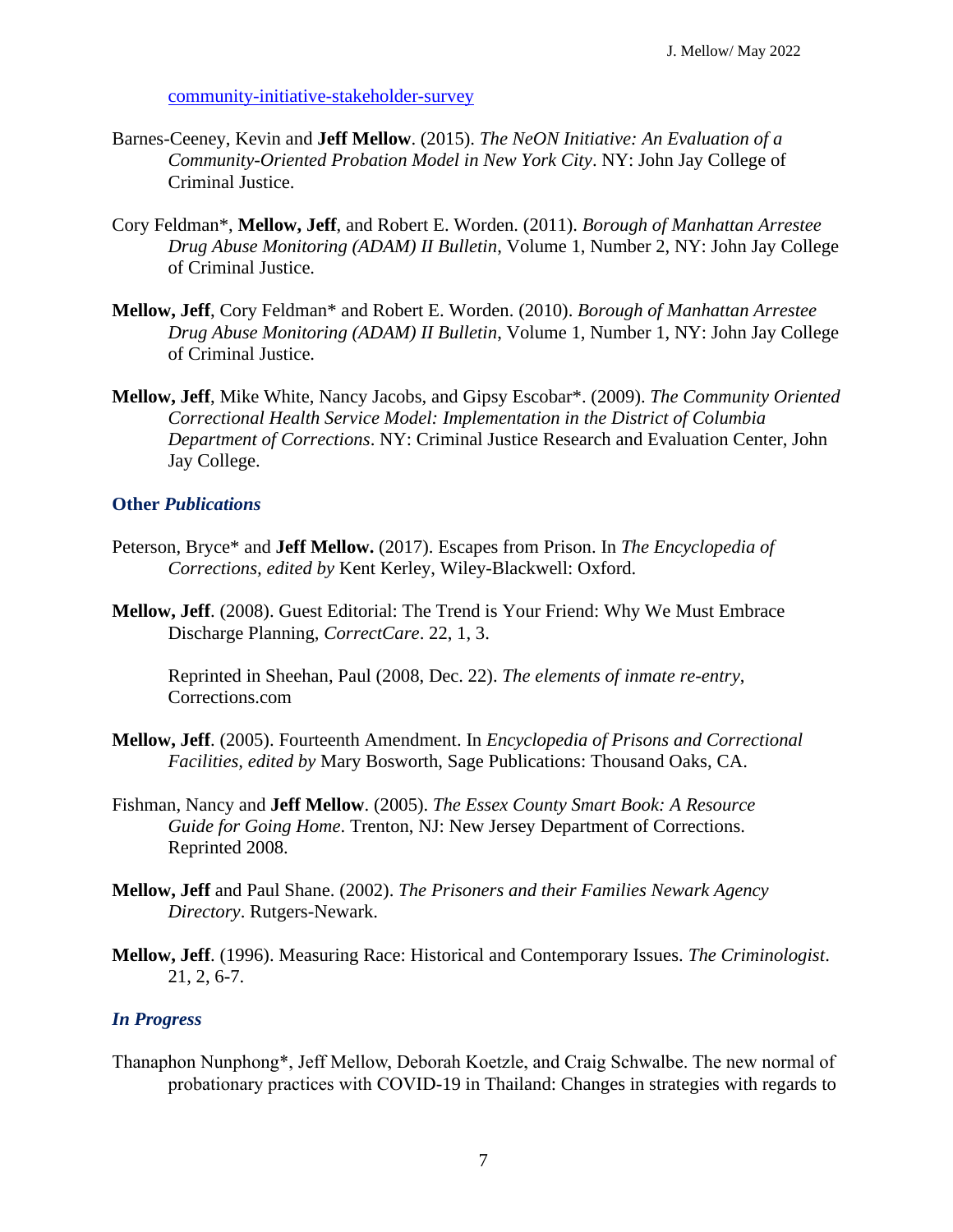[community-initiative-stakeholder-survey](community-initiative-stakeholder-survey)

Barnes-Ceeney, Kevin and **Jeff Mellow**. (2015). *The NeON Initiative: An Evaluation of a Community-Oriented Probation Model in New York City*. NY: John Jay College of Criminal Justice.

Cory Feldman*, **Mellow, Jeff**, and Robert E. Worden. (2011). *Borough of Manhattan Arrestee Drug Abuse Monitoring (ADAM) II Bulletin*, Volume 1, Number 2, NY: John Jay College of Criminal Justice.

**Mellow, Jeff**, Cory Feldman* and Robert E. Worden. (2010). *Borough of Manhattan Arrestee Drug Abuse Monitoring (ADAM) II Bulletin*, Volume 1, Number 1, NY: John Jay College of Criminal Justice.

**Mellow, Jeff**, Mike White, Nancy Jacobs, and Gipsy Escobar*. (2009). *The Community Oriented Correctional Health Service Model: Implementation in the District of Columbia Department of Corrections*. NY: Criminal Justice Research and Evaluation Center, John Jay College.

### Other *Publications*

Peterson, Bryce* and **Jeff Mellow.** (2017). Escapes from Prison. In *The Encyclopedia of Corrections, edited by* Kent Kerley, Wiley-Blackwell: Oxford.

**Mellow, Jeff**. (2008). Guest Editorial: The Trend is Your Friend: Why We Must Embrace Discharge Planning, *CorrectCare*. 22, 1, 3.

Reprinted in Sheehan, Paul (2008, Dec. 22). *The elements of inmate re-entry*, Corrections.com

**Mellow, Jeff**. (2005). Fourteenth Amendment. In *Encyclopedia of Prisons and Correctional Facilities, edited by* Mary Bosworth, Sage Publications: Thousand Oaks, CA.

Fishman, Nancy and **Jeff Mellow**. (2005). *The Essex County Smart Book: A Resource Guide for Going Home*. Trenton, NJ: New Jersey Department of Corrections. Reprinted 2008.

**Mellow, Jeff** and Paul Shane. (2002). *The Prisoners and their Families Newark Agency Directory*. Rutgers-Newark.

**Mellow, Jeff**. (1996). Measuring Race: Historical and Contemporary Issues. *The Criminologist*. 21, 2, 6-7.

### *In Progress*

Thanaphon Nunphong*, Jeff Mellow, Deborah Koetzle, and Craig Schwalbe. The new normal of probationary practices with COVID-19 in Thailand: Changes in strategies with regards to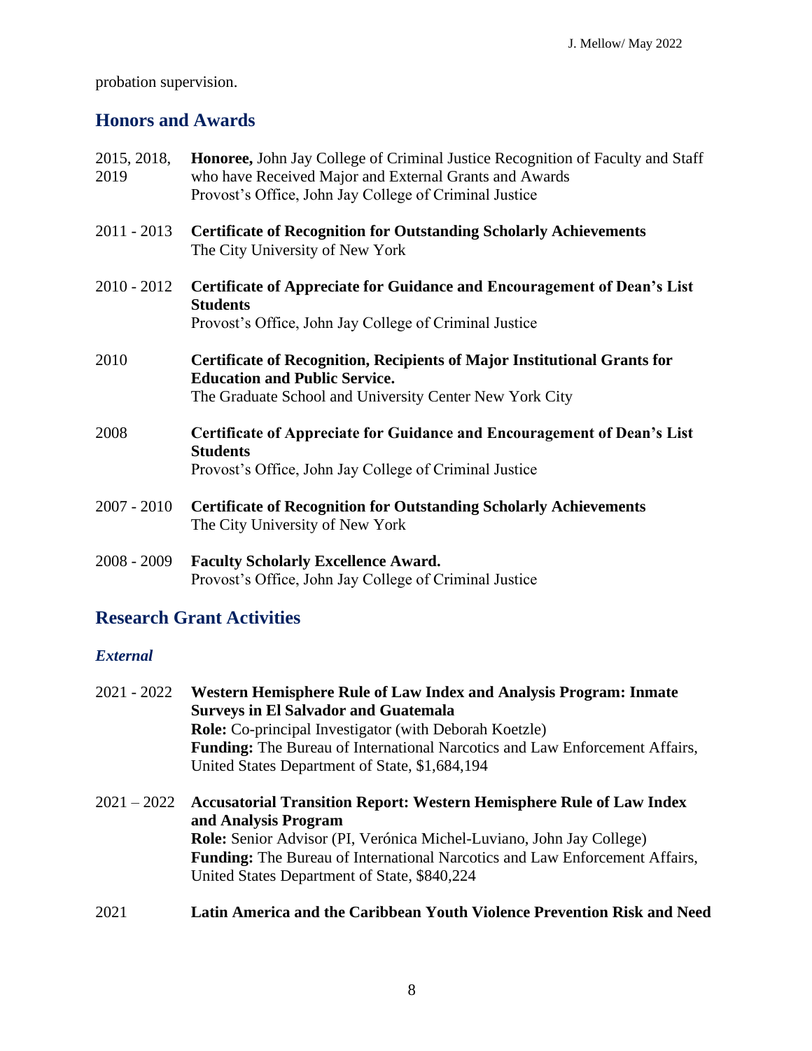probation supervision.

## Honors and Awards

2015, 2018, 2019 **Honoree,** John Jay College of Criminal Justice Recognition of Faculty and Staff who have Received Major and External Grants and Awards
Provost's Office, John Jay College of Criminal Justice

2011 - 2013 **Certificate of Recognition for Outstanding Scholarly Achievements**
The City University of New York

2010 - 2012 **Certificate of Appreciate for Guidance and Encouragement of Dean's List Students**
Provost's Office, John Jay College of Criminal Justice

2010 **Certificate of Recognition, Recipients of Major Institutional Grants for Education and Public Service.**
The Graduate School and University Center New York City

2008 **Certificate of Appreciate for Guidance and Encouragement of Dean's List Students**
Provost's Office, John Jay College of Criminal Justice

2007 - 2010 **Certificate of Recognition for Outstanding Scholarly Achievements**
The City University of New York

2008 - 2009 **Faculty Scholarly Excellence Award.**
Provost's Office, John Jay College of Criminal Justice

## Research Grant Activities

### *External*

2021 - 2022 **Western Hemisphere Rule of Law Index and Analysis Program: Inmate Surveys in El Salvador and Guatemala**
**Role:** Co-principal Investigator (with Deborah Koetzle)
**Funding:** The Bureau of International Narcotics and Law Enforcement Affairs, United States Department of State, $1,684,194

2021 – 2022 **Accusatorial Transition Report: Western Hemisphere Rule of Law Index and Analysis Program**
**Role:** Senior Advisor (PI, Verónica Michel-Luviano, John Jay College)
**Funding:** The Bureau of International Narcotics and Law Enforcement Affairs, United States Department of State, $840,224

2021 **Latin America and the Caribbean Youth Violence Prevention Risk and Need**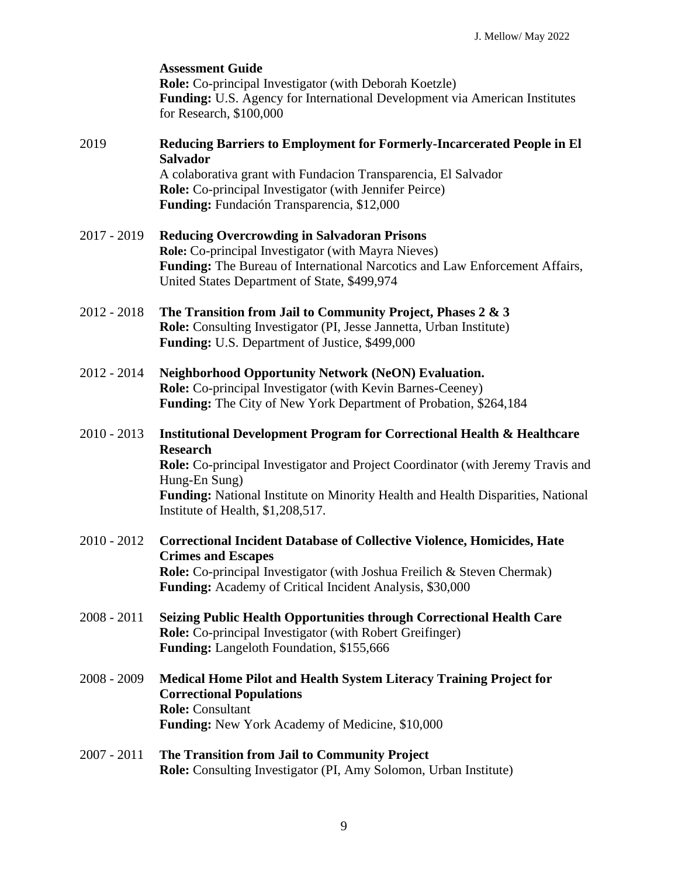**Assessment Guide**
**Role:** Co-principal Investigator (with Deborah Koetzle)
**Funding:** U.S. Agency for International Development via American Institutes for Research, $100,000

2019 **Reducing Barriers to Employment for Formerly-Incarcerated People in El Salvador**
A colaborativa grant with Fundacion Transparencia, El Salvador
**Role:** Co-principal Investigator (with Jennifer Peirce)
**Funding:** Fundación Transparencia, $12,000

2017 - 2019 **Reducing Overcrowding in Salvadoran Prisons**
**Role:** Co-principal Investigator (with Mayra Nieves)
**Funding:** The Bureau of International Narcotics and Law Enforcement Affairs, United States Department of State, $499,974

2012 - 2018 **The Transition from Jail to Community Project, Phases 2 & 3**
**Role:** Consulting Investigator (PI, Jesse Jannetta, Urban Institute)
**Funding:** U.S. Department of Justice, $499,000

2012 - 2014 **Neighborhood Opportunity Network (NeON) Evaluation.**
**Role:** Co-principal Investigator (with Kevin Barnes-Ceeney)
**Funding:** The City of New York Department of Probation, $264,184

2010 - 2013 **Institutional Development Program for Correctional Health & Healthcare Research**
**Role:** Co-principal Investigator and Project Coordinator (with Jeremy Travis and Hung-En Sung)
**Funding:** National Institute on Minority Health and Health Disparities, National Institute of Health, $1,208,517.

2010 - 2012 **Correctional Incident Database of Collective Violence, Homicides, Hate Crimes and Escapes**
**Role:** Co-principal Investigator (with Joshua Freilich & Steven Chermak)
**Funding:** Academy of Critical Incident Analysis, $30,000

2008 - 2011 **Seizing Public Health Opportunities through Correctional Health Care**
**Role:** Co-principal Investigator (with Robert Greifinger)
**Funding:** Langeloth Foundation, $155,666

2008 - 2009 **Medical Home Pilot and Health System Literacy Training Project for Correctional Populations**
**Role:** Consultant
**Funding:** New York Academy of Medicine, $10,000

2007 - 2011 **The Transition from Jail to Community Project**
**Role:** Consulting Investigator (PI, Amy Solomon, Urban Institute)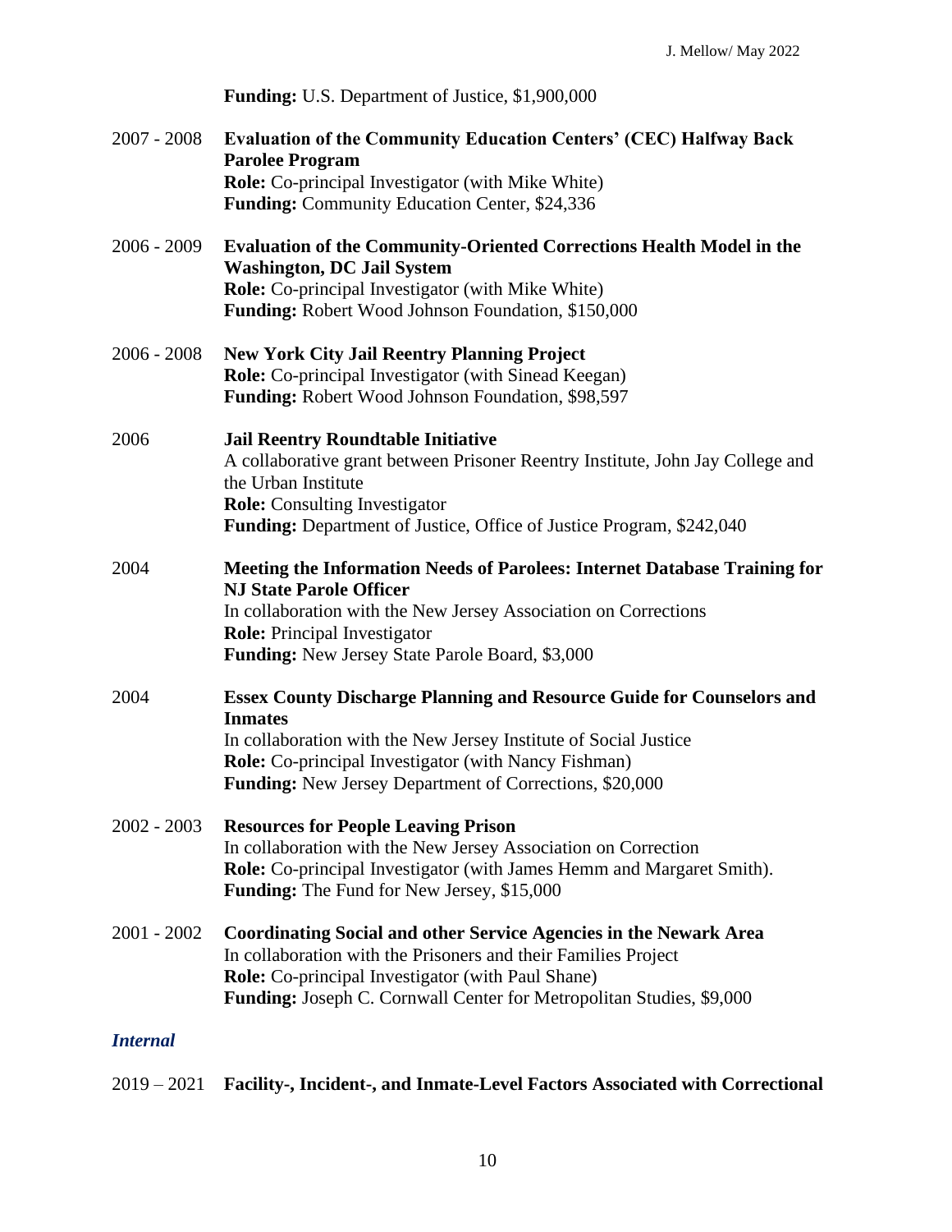**Funding:** U.S. Department of Justice, $1,900,000

2007 - 2008 **Evaluation of the Community Education Centers' (CEC) Halfway Back Parolee Program**
**Role:** Co-principal Investigator (with Mike White)
**Funding:** Community Education Center, $24,336

2006 - 2009 **Evaluation of the Community-Oriented Corrections Health Model in the Washington, DC Jail System**
**Role:** Co-principal Investigator (with Mike White)
**Funding:** Robert Wood Johnson Foundation, $150,000

2006 - 2008 **New York City Jail Reentry Planning Project**
**Role:** Co-principal Investigator (with Sinead Keegan)
**Funding:** Robert Wood Johnson Foundation, $98,597

2006 **Jail Reentry Roundtable Initiative**
A collaborative grant between Prisoner Reentry Institute, John Jay College and the Urban Institute
**Role:** Consulting Investigator
**Funding:** Department of Justice, Office of Justice Program, $242,040

2004 **Meeting the Information Needs of Parolees: Internet Database Training for NJ State Parole Officer**
In collaboration with the New Jersey Association on Corrections
**Role:** Principal Investigator
**Funding:** New Jersey State Parole Board, $3,000

2004 **Essex County Discharge Planning and Resource Guide for Counselors and Inmates**
In collaboration with the New Jersey Institute of Social Justice
**Role:** Co-principal Investigator (with Nancy Fishman)
**Funding:** New Jersey Department of Corrections, $20,000

2002 - 2003 **Resources for People Leaving Prison**
In collaboration with the New Jersey Association on Correction
**Role:** Co-principal Investigator (with James Hemm and Margaret Smith).
**Funding:** The Fund for New Jersey, $15,000

2001 - 2002 **Coordinating Social and other Service Agencies in the Newark Area**
In collaboration with the Prisoners and their Families Project
**Role:** Co-principal Investigator (with Paul Shane)
**Funding:** Joseph C. Cornwall Center for Metropolitan Studies, $9,000

### *Internal*

2019 – 2021 **Facility-, Incident-, and Inmate-Level Factors Associated with Correctional**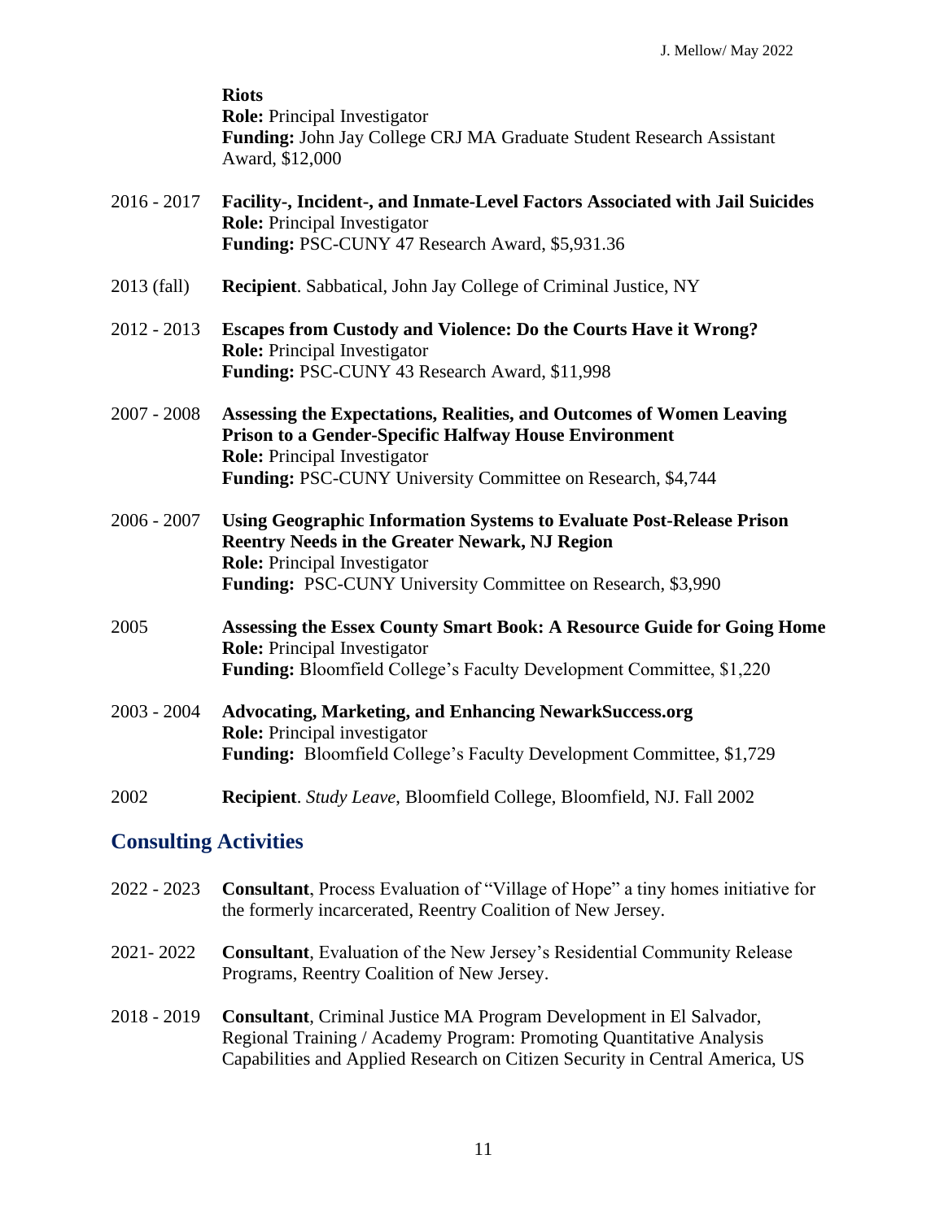**Riots**
**Role:** Principal Investigator
**Funding:** John Jay College CRJ MA Graduate Student Research Assistant Award, $12,000

2016 - 2017 **Facility-, Incident-, and Inmate-Level Factors Associated with Jail Suicides**
**Role:** Principal Investigator
**Funding:** PSC-CUNY 47 Research Award, $5,931.36

2013 (fall) **Recipient**. Sabbatical, John Jay College of Criminal Justice, NY

2012 - 2013 **Escapes from Custody and Violence: Do the Courts Have it Wrong?**
**Role:** Principal Investigator
**Funding:** PSC-CUNY 43 Research Award, $11,998

2007 - 2008 **Assessing the Expectations, Realities, and Outcomes of Women Leaving Prison to a Gender-Specific Halfway House Environment**
**Role:** Principal Investigator
**Funding:** PSC-CUNY University Committee on Research, $4,744

2006 - 2007 **Using Geographic Information Systems to Evaluate Post-Release Prison Reentry Needs in the Greater Newark, NJ Region**
**Role:** Principal Investigator
**Funding:** PSC-CUNY University Committee on Research, $3,990

2005 **Assessing the Essex County Smart Book: A Resource Guide for Going Home**
**Role:** Principal Investigator
**Funding:** Bloomfield College's Faculty Development Committee, $1,220

2003 - 2004 **Advocating, Marketing, and Enhancing NewarkSuccess.org**
**Role:** Principal investigator
**Funding:** Bloomfield College's Faculty Development Committee, $1,729

2002 **Recipient**. *Study Leave*, Bloomfield College, Bloomfield, NJ. Fall 2002

## Consulting Activities

2022 - 2023 **Consultant**, Process Evaluation of "Village of Hope" a tiny homes initiative for the formerly incarcerated, Reentry Coalition of New Jersey.

2021- 2022 **Consultant**, Evaluation of the New Jersey's Residential Community Release Programs, Reentry Coalition of New Jersey.

2018 - 2019 **Consultant**, Criminal Justice MA Program Development in El Salvador, Regional Training / Academy Program: Promoting Quantitative Analysis Capabilities and Applied Research on Citizen Security in Central America, US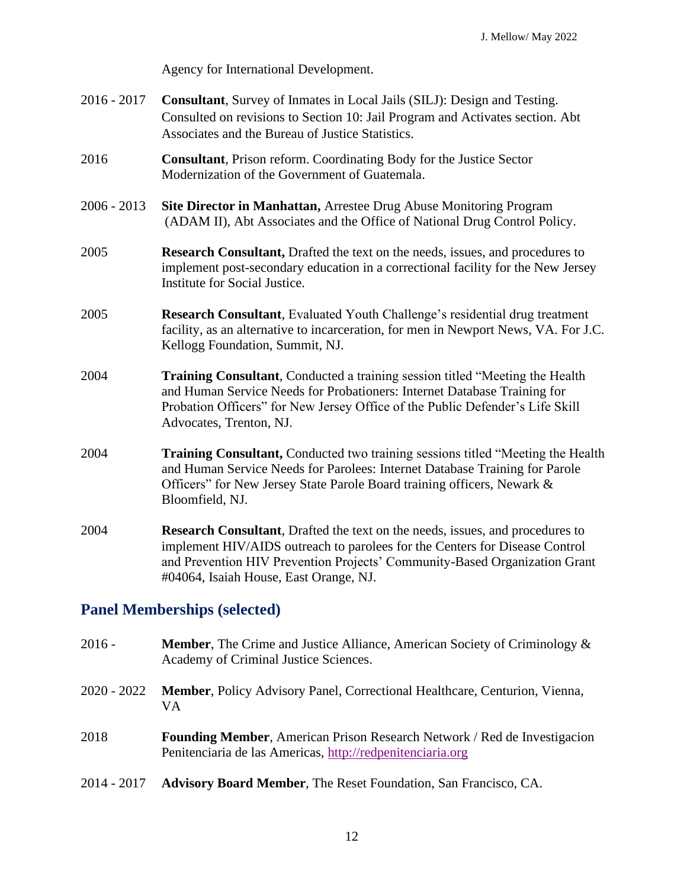Agency for International Development.

2016 - 2017 **Consultant**, Survey of Inmates in Local Jails (SILJ): Design and Testing. Consulted on revisions to Section 10: Jail Program and Activates section. Abt Associates and the Bureau of Justice Statistics.

2016 **Consultant**, Prison reform. Coordinating Body for the Justice Sector Modernization of the Government of Guatemala.

2006 - 2013 **Site Director in Manhattan,** Arrestee Drug Abuse Monitoring Program (ADAM II), Abt Associates and the Office of National Drug Control Policy.

2005 **Research Consultant,** Drafted the text on the needs, issues, and procedures to implement post-secondary education in a correctional facility for the New Jersey Institute for Social Justice.

2005 **Research Consultant**, Evaluated Youth Challenge's residential drug treatment facility, as an alternative to incarceration, for men in Newport News, VA. For J.C. Kellogg Foundation, Summit, NJ.

2004 **Training Consultant**, Conducted a training session titled "Meeting the Health and Human Service Needs for Probationers: Internet Database Training for Probation Officers" for New Jersey Office of the Public Defender's Life Skill Advocates, Trenton, NJ.

2004 **Training Consultant,** Conducted two training sessions titled "Meeting the Health and Human Service Needs for Parolees: Internet Database Training for Parole Officers" for New Jersey State Parole Board training officers, Newark & Bloomfield, NJ.

2004 **Research Consultant**, Drafted the text on the needs, issues, and procedures to implement HIV/AIDS outreach to parolees for the Centers for Disease Control and Prevention HIV Prevention Projects' Community-Based Organization Grant #04064, Isaiah House, East Orange, NJ.

## Panel Memberships (selected)

2016 - **Member**, The Crime and Justice Alliance, American Society of Criminology & Academy of Criminal Justice Sciences.

2020 - 2022 **Member**, Policy Advisory Panel, Correctional Healthcare, Centurion, Vienna, VA

2018 **Founding Member**, American Prison Research Network / Red de Investigacion Penitenciaria de las Americas, http://redpenitenciaria.org

2014 - 2017 **Advisory Board Member**, The Reset Foundation, San Francisco, CA.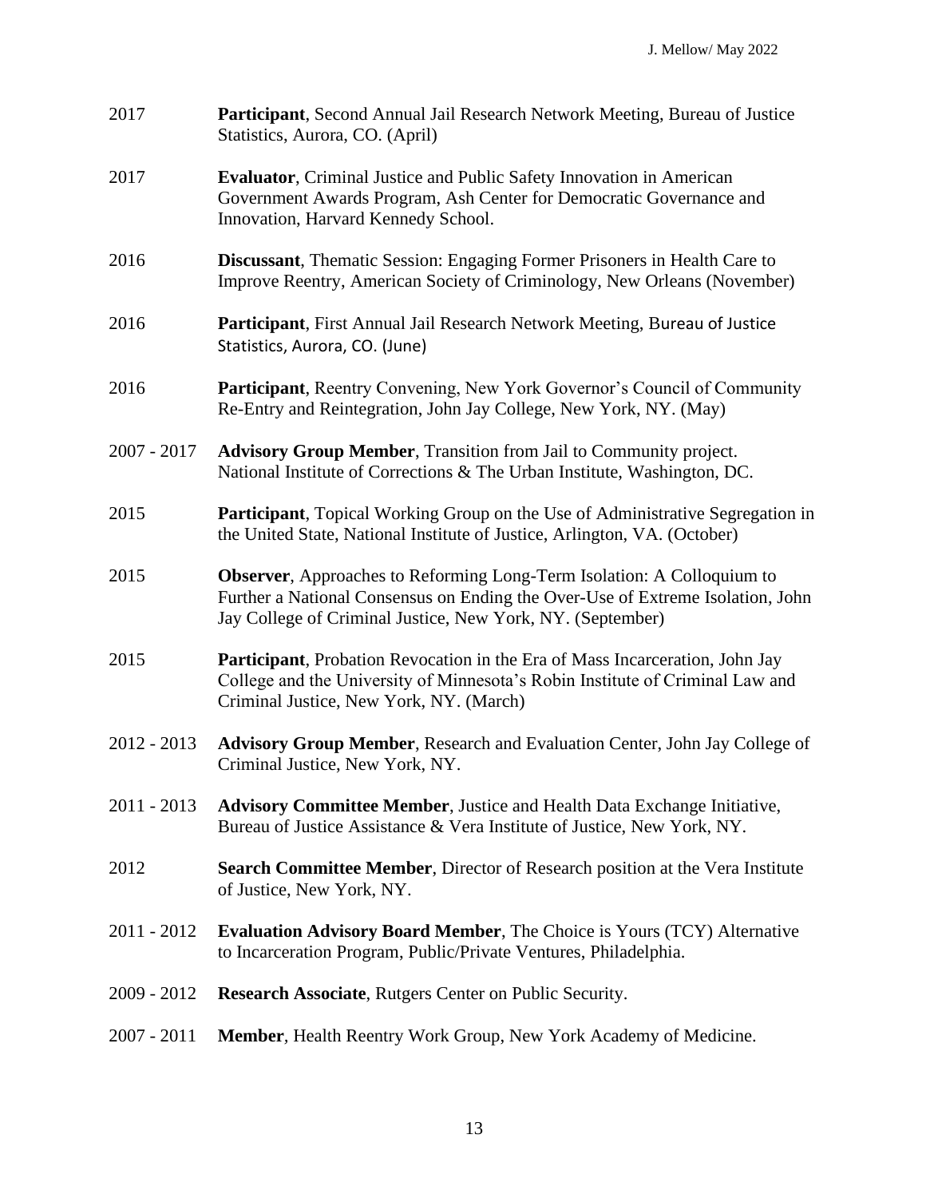2017 **Participant**, Second Annual Jail Research Network Meeting, Bureau of Justice Statistics, Aurora, CO. (April)

2017 **Evaluator**, Criminal Justice and Public Safety Innovation in American Government Awards Program, Ash Center for Democratic Governance and Innovation, Harvard Kennedy School.

2016 **Discussant**, Thematic Session: Engaging Former Prisoners in Health Care to Improve Reentry, American Society of Criminology, New Orleans (November)

2016 **Participant**, First Annual Jail Research Network Meeting, Bureau of Justice Statistics, Aurora, CO. (June)

2016 **Participant**, Reentry Convening, New York Governor's Council of Community Re-Entry and Reintegration, John Jay College, New York, NY. (May)

2007 - 2017 **Advisory Group Member**, Transition from Jail to Community project. National Institute of Corrections & The Urban Institute, Washington, DC.

2015 **Participant**, Topical Working Group on the Use of Administrative Segregation in the United State, National Institute of Justice, Arlington, VA. (October)

2015 **Observer**, Approaches to Reforming Long-Term Isolation: A Colloquium to Further a National Consensus on Ending the Over-Use of Extreme Isolation, John Jay College of Criminal Justice, New York, NY. (September)

2015 **Participant**, Probation Revocation in the Era of Mass Incarceration, John Jay College and the University of Minnesota's Robin Institute of Criminal Law and Criminal Justice, New York, NY. (March)

2012 - 2013 **Advisory Group Member**, Research and Evaluation Center, John Jay College of Criminal Justice, New York, NY.

2011 - 2013 **Advisory Committee Member**, Justice and Health Data Exchange Initiative, Bureau of Justice Assistance & Vera Institute of Justice, New York, NY.

2012 **Search Committee Member**, Director of Research position at the Vera Institute of Justice, New York, NY.

2011 - 2012 **Evaluation Advisory Board Member**, The Choice is Yours (TCY) Alternative to Incarceration Program, Public/Private Ventures, Philadelphia.

2009 - 2012 **Research Associate**, Rutgers Center on Public Security.

2007 - 2011 **Member**, Health Reentry Work Group, New York Academy of Medicine.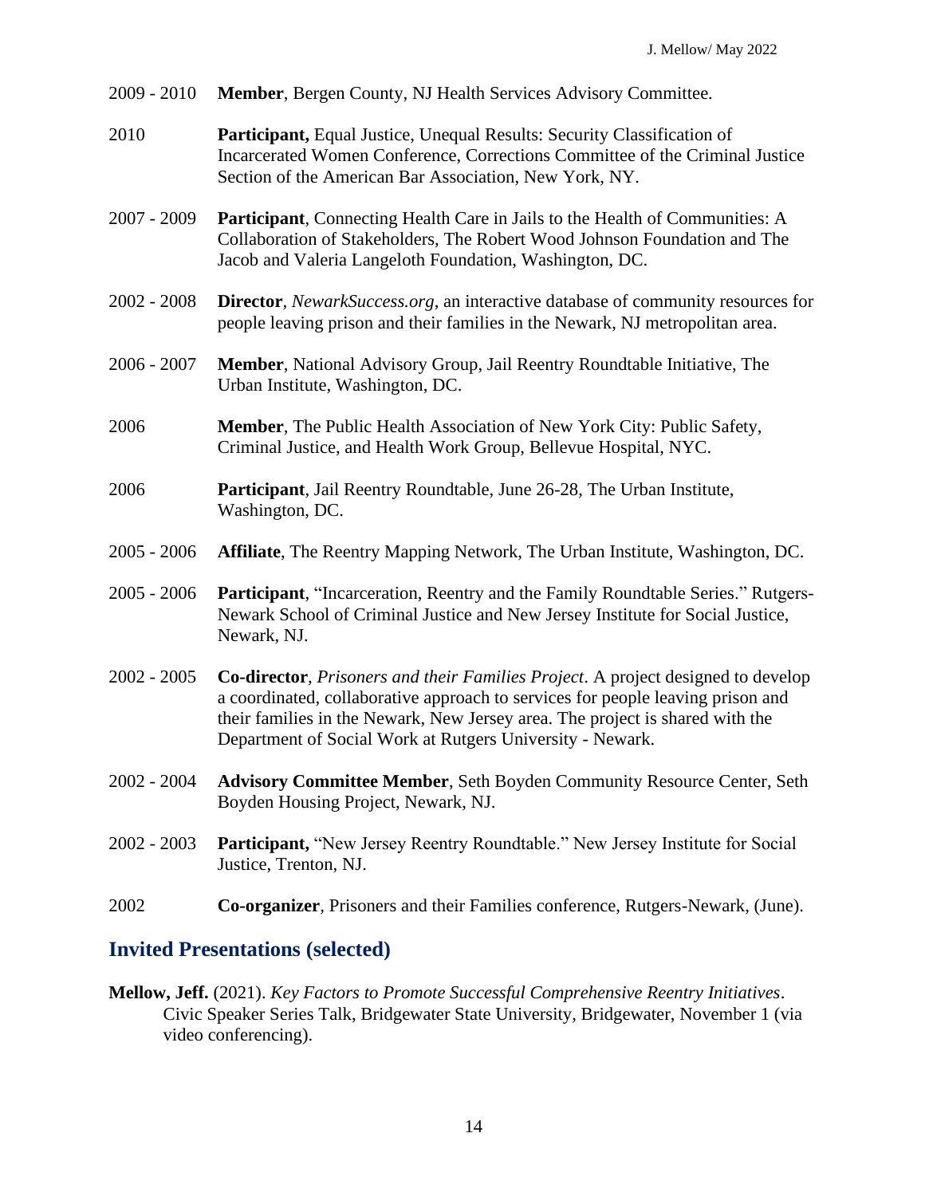2009 - 2010 **Member**, Bergen County, NJ Health Services Advisory Committee.

2010 **Participant,** Equal Justice, Unequal Results: Security Classification of Incarcerated Women Conference, Corrections Committee of the Criminal Justice Section of the American Bar Association, New York, NY.

2007 - 2009 **Participant**, Connecting Health Care in Jails to the Health of Communities: A Collaboration of Stakeholders, The Robert Wood Johnson Foundation and The Jacob and Valeria Langeloth Foundation, Washington, DC.

2002 - 2008 **Director**, *NewarkSuccess.org*, an interactive database of community resources for people leaving prison and their families in the Newark, NJ metropolitan area.

2006 - 2007 **Member**, National Advisory Group, Jail Reentry Roundtable Initiative, The Urban Institute, Washington, DC.

2006 **Member**, The Public Health Association of New York City: Public Safety, Criminal Justice, and Health Work Group, Bellevue Hospital, NYC.

2006 **Participant**, Jail Reentry Roundtable, June 26-28, The Urban Institute, Washington, DC.

2005 - 2006 **Affiliate**, The Reentry Mapping Network, The Urban Institute, Washington, DC.

2005 - 2006 **Participant**, "Incarceration, Reentry and the Family Roundtable Series." Rutgers-Newark School of Criminal Justice and New Jersey Institute for Social Justice, Newark, NJ.

2002 - 2005 **Co-director**, *Prisoners and their Families Project*. A project designed to develop a coordinated, collaborative approach to services for people leaving prison and their families in the Newark, New Jersey area. The project is shared with the Department of Social Work at Rutgers University - Newark.

2002 - 2004 **Advisory Committee Member**, Seth Boyden Community Resource Center, Seth Boyden Housing Project, Newark, NJ.

2002 - 2003 **Participant,** "New Jersey Reentry Roundtable." New Jersey Institute for Social Justice, Trenton, NJ.

2002 **Co-organizer**, Prisoners and their Families conference, Rutgers-Newark, (June).

## Invited Presentations (selected)

**Mellow, Jeff.** (2021). *Key Factors to Promote Successful Comprehensive Reentry Initiatives*. Civic Speaker Series Talk, Bridgewater State University, Bridgewater, November 1 (via video conferencing).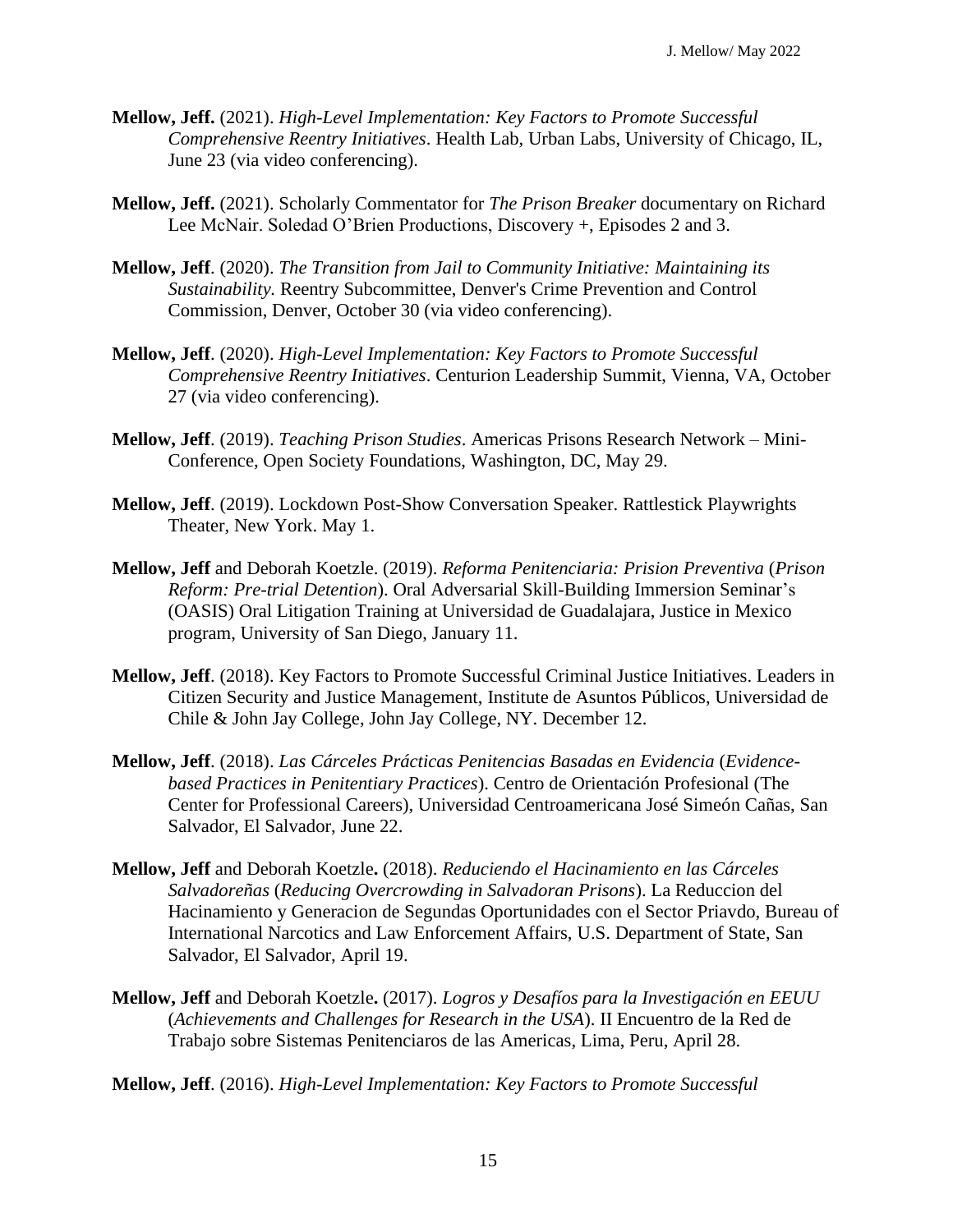**Mellow, Jeff.** (2021). *High-Level Implementation: Key Factors to Promote Successful Comprehensive Reentry Initiatives*. Health Lab, Urban Labs, University of Chicago, IL, June 23 (via video conferencing).

**Mellow, Jeff.** (2021). Scholarly Commentator for *The Prison Breaker* documentary on Richard Lee McNair. Soledad O'Brien Productions, Discovery +, Episodes 2 and 3.

**Mellow, Jeff**. (2020). *The Transition from Jail to Community Initiative: Maintaining its Sustainability.* Reentry Subcommittee, Denver's Crime Prevention and Control Commission, Denver, October 30 (via video conferencing).

**Mellow, Jeff**. (2020). *High-Level Implementation: Key Factors to Promote Successful Comprehensive Reentry Initiatives*. Centurion Leadership Summit, Vienna, VA, October 27 (via video conferencing).

**Mellow, Jeff**. (2019). *Teaching Prison Studies*. Americas Prisons Research Network – Mini-Conference, Open Society Foundations, Washington, DC, May 29.

**Mellow, Jeff**. (2019). Lockdown Post-Show Conversation Speaker. Rattlestick Playwrights Theater, New York. May 1.

**Mellow, Jeff** and Deborah Koetzle. (2019). *Reforma Penitenciaria: Prision Preventiva* (*Prison Reform: Pre-trial Detention*). Oral Adversarial Skill-Building Immersion Seminar's (OASIS) Oral Litigation Training at Universidad de Guadalajara, Justice in Mexico program, University of San Diego, January 11.

**Mellow, Jeff**. (2018). Key Factors to Promote Successful Criminal Justice Initiatives. Leaders in Citizen Security and Justice Management, Institute de Asuntos Públicos, Universidad de Chile & John Jay College, John Jay College, NY. December 12.

**Mellow, Jeff**. (2018). *Las Cárceles Prácticas Penitencias Basadas en Evidencia* (*Evidence-based Practices in Penitentiary Practices*). Centro de Orientación Profesional (The Center for Professional Careers), Universidad Centroamericana José Simeón Cañas, San Salvador, El Salvador, June 22.

**Mellow, Jeff** and Deborah Koetzle**.** (2018). *Reduciendo el Hacinamiento en las Cárceles Salvadoreñas* (*Reducing Overcrowding in Salvadoran Prisons*). La Reduccion del Hacinamiento y Generacion de Segundas Oportunidades con el Sector Priavdo, Bureau of International Narcotics and Law Enforcement Affairs, U.S. Department of State, San Salvador, El Salvador, April 19.

**Mellow, Jeff** and Deborah Koetzle**.** (2017). *Logros y Desafíos para la Investigación en EEUU* (*Achievements and Challenges for Research in the USA*). II Encuentro de la Red de Trabajo sobre Sistemas Penitenciaros de las Americas, Lima, Peru, April 28.

**Mellow, Jeff**. (2016). *High-Level Implementation: Key Factors to Promote Successful*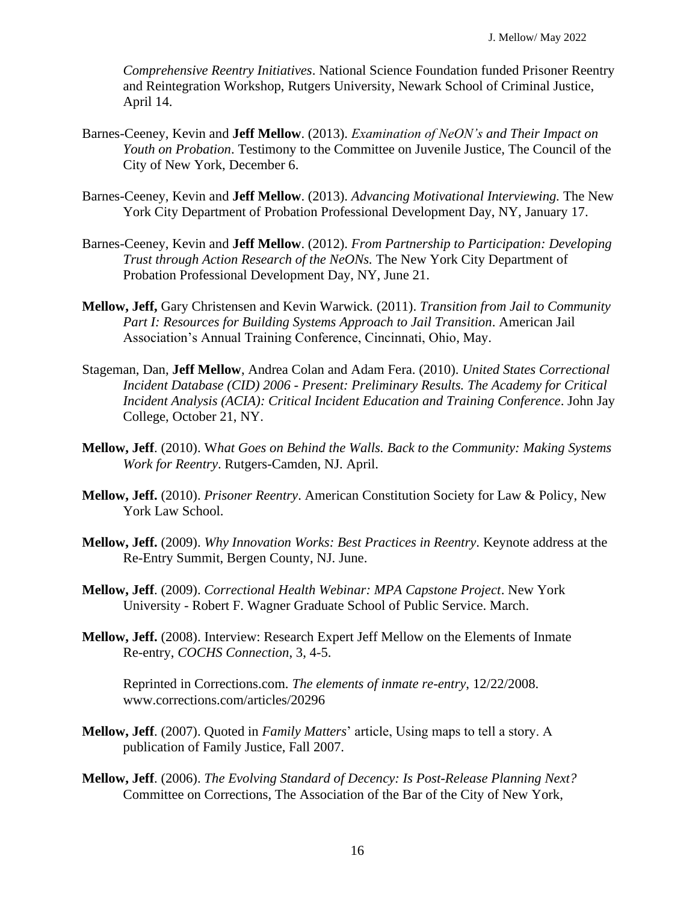*Comprehensive Reentry Initiatives*. National Science Foundation funded Prisoner Reentry and Reintegration Workshop, Rutgers University, Newark School of Criminal Justice, April 14.

Barnes-Ceeney, Kevin and **Jeff Mellow**. (2013). *Examination of NeON's and Their Impact on Youth on Probation*. Testimony to the Committee on Juvenile Justice, The Council of the City of New York, December 6.

Barnes-Ceeney, Kevin and **Jeff Mellow**. (2013). *Advancing Motivational Interviewing.* The New York City Department of Probation Professional Development Day, NY, January 17.

Barnes-Ceeney, Kevin and **Jeff Mellow**. (2012). *From Partnership to Participation: Developing Trust through Action Research of the NeONs.* The New York City Department of Probation Professional Development Day, NY, June 21.

**Mellow, Jeff,** Gary Christensen and Kevin Warwick. (2011). *Transition from Jail to Community Part I: Resources for Building Systems Approach to Jail Transition*. American Jail Association's Annual Training Conference, Cincinnati, Ohio, May.

Stageman, Dan, **Jeff Mellow**, Andrea Colan and Adam Fera. (2010). *United States Correctional Incident Database (CID) 2006 - Present: Preliminary Results. The Academy for Critical Incident Analysis (ACIA): Critical Incident Education and Training Conference*. John Jay College, October 21, NY.

**Mellow, Jeff**. (2010). W*hat Goes on Behind the Walls. Back to the Community: Making Systems Work for Reentry*. Rutgers-Camden, NJ. April.

**Mellow, Jeff.** (2010). *Prisoner Reentry*. American Constitution Society for Law & Policy, New York Law School.

**Mellow, Jeff.** (2009). *Why Innovation Works: Best Practices in Reentry*. Keynote address at the Re-Entry Summit, Bergen County, NJ. June.

**Mellow, Jeff**. (2009). *Correctional Health Webinar: MPA Capstone Project*. New York University - Robert F. Wagner Graduate School of Public Service. March.

**Mellow, Jeff.** (2008). Interview: Research Expert Jeff Mellow on the Elements of Inmate Re-entry, *COCHS Connection*, 3, 4-5.

Reprinted in Corrections.com. *The elements of inmate re-entry*, 12/22/2008. www.corrections.com/articles/20296

**Mellow, Jeff**. (2007). Quoted in *Family Matters*' article, Using maps to tell a story. A publication of Family Justice, Fall 2007.

**Mellow, Jeff**. (2006). *The Evolving Standard of Decency: Is Post-Release Planning Next?* Committee on Corrections, The Association of the Bar of the City of New York,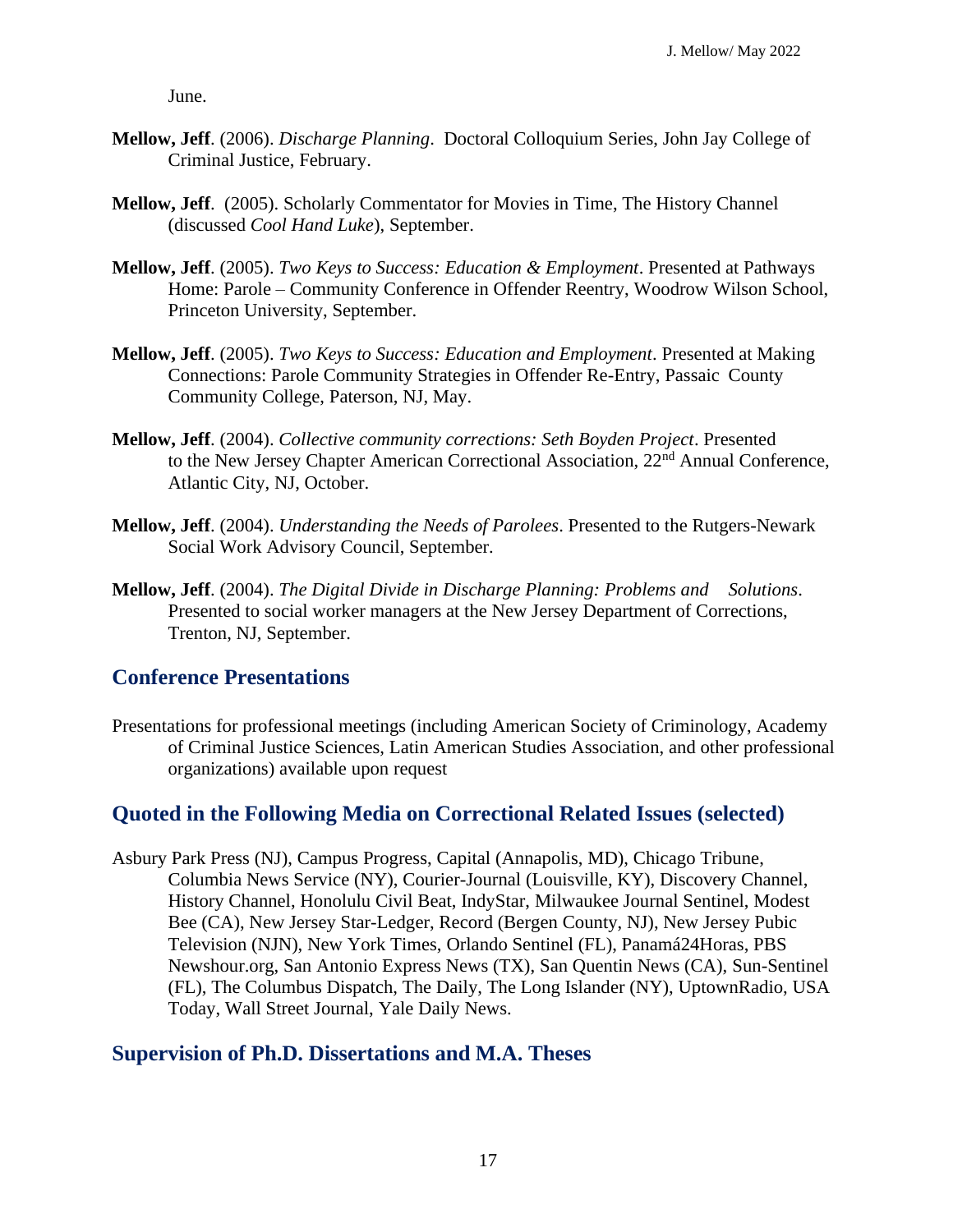June.

**Mellow, Jeff**. (2006). *Discharge Planning*. Doctoral Colloquium Series, John Jay College of Criminal Justice, February.

**Mellow, Jeff**. (2005). Scholarly Commentator for Movies in Time, The History Channel (discussed *Cool Hand Luke*), September.

**Mellow, Jeff**. (2005). *Two Keys to Success: Education & Employment*. Presented at Pathways Home: Parole – Community Conference in Offender Reentry, Woodrow Wilson School, Princeton University, September.

**Mellow, Jeff**. (2005). *Two Keys to Success: Education and Employment*. Presented at Making Connections: Parole Community Strategies in Offender Re-Entry, Passaic County Community College, Paterson, NJ, May.

**Mellow, Jeff**. (2004). *Collective community corrections: Seth Boyden Project*. Presented to the New Jersey Chapter American Correctional Association, 22nd Annual Conference, Atlantic City, NJ, October.

**Mellow, Jeff**. (2004). *Understanding the Needs of Parolees*. Presented to the Rutgers-Newark Social Work Advisory Council, September.

**Mellow, Jeff**. (2004). *The Digital Divide in Discharge Planning: Problems and Solutions*. Presented to social worker managers at the New Jersey Department of Corrections, Trenton, NJ, September.

## Conference Presentations

Presentations for professional meetings (including American Society of Criminology, Academy of Criminal Justice Sciences, Latin American Studies Association, and other professional organizations) available upon request

## Quoted in the Following Media on Correctional Related Issues (selected)

Asbury Park Press (NJ), Campus Progress, Capital (Annapolis, MD), Chicago Tribune, Columbia News Service (NY), Courier-Journal (Louisville, KY), Discovery Channel, History Channel, Honolulu Civil Beat, IndyStar, Milwaukee Journal Sentinel, Modest Bee (CA), New Jersey Star-Ledger, Record (Bergen County, NJ), New Jersey Pubic Television (NJN), New York Times, Orlando Sentinel (FL), Panamá24Horas, PBS Newshour.org, San Antonio Express News (TX), San Quentin News (CA), Sun-Sentinel (FL), The Columbus Dispatch, The Daily, The Long Islander (NY), UptownRadio, USA Today, Wall Street Journal, Yale Daily News.

## Supervision of Ph.D. Dissertations and M.A. Theses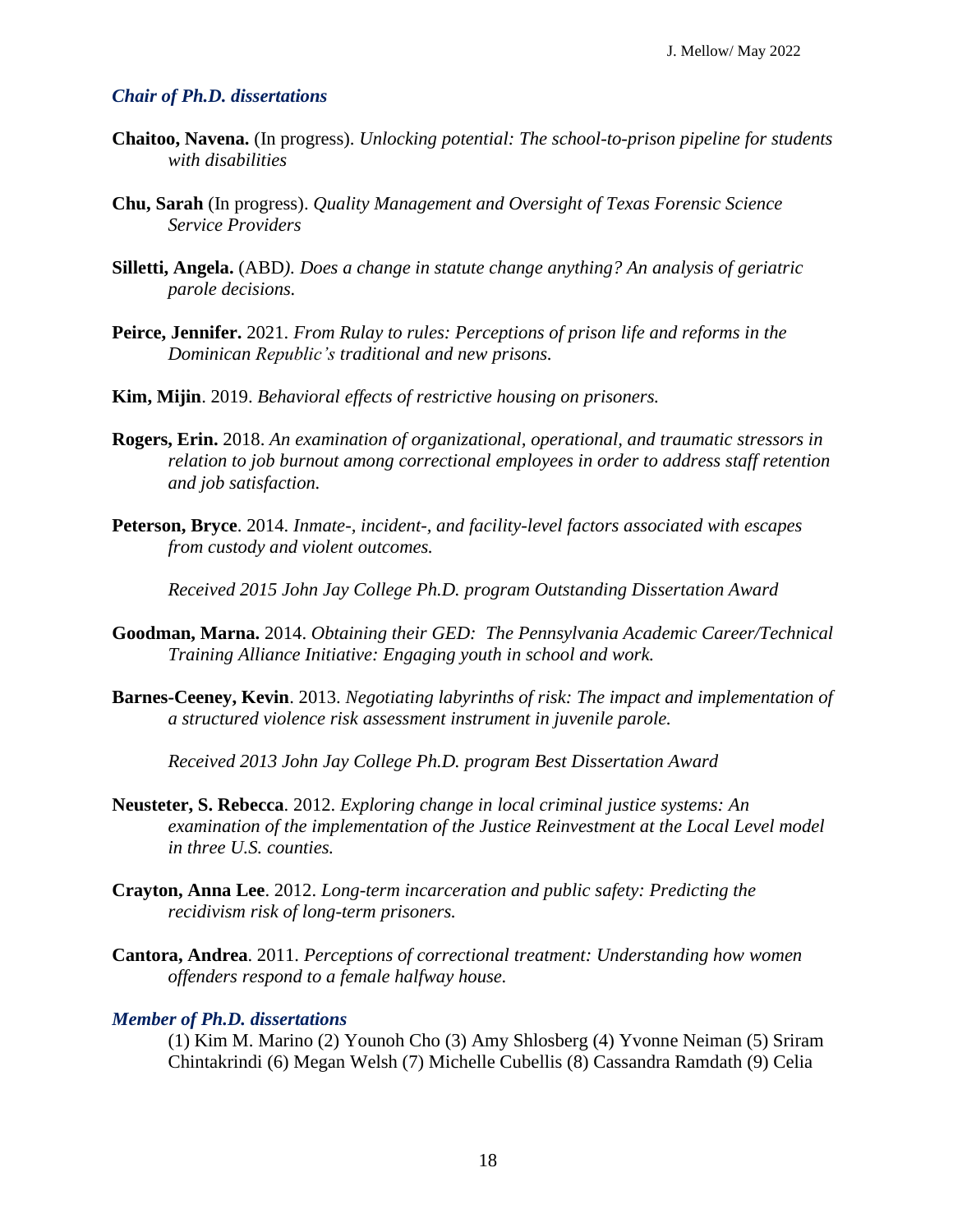### *Chair of Ph.D. dissertations*

**Chaitoo, Navena.** (In progress). *Unlocking potential: The school-to-prison pipeline for students with disabilities*

**Chu, Sarah** (In progress). *Quality Management and Oversight of Texas Forensic Science Service Providers*

**Silletti, Angela.** (ABD*). Does a change in statute change anything? An analysis of geriatric parole decisions.*

**Peirce, Jennifer.** 2021. *From Rulay to rules: Perceptions of prison life and reforms in the Dominican Republic's traditional and new prisons.*

**Kim, Mijin**. 2019. *Behavioral effects of restrictive housing on prisoners.*

**Rogers, Erin.** 2018. *An examination of organizational, operational, and traumatic stressors in relation to job burnout among correctional employees in order to address staff retention and job satisfaction.*

**Peterson, Bryce**. 2014. *Inmate-, incident-, and facility-level factors associated with escapes from custody and violent outcomes.*

*Received 2015 John Jay College Ph.D. program Outstanding Dissertation Award*

**Goodman, Marna.** 2014. *Obtaining their GED: The Pennsylvania Academic Career/Technical Training Alliance Initiative: Engaging youth in school and work.*

**Barnes-Ceeney, Kevin**. 2013. *Negotiating labyrinths of risk: The impact and implementation of a structured violence risk assessment instrument in juvenile parole.*

*Received 2013 John Jay College Ph.D. program Best Dissertation Award*

**Neusteter, S. Rebecca**. 2012. *Exploring change in local criminal justice systems: An examination of the implementation of the Justice Reinvestment at the Local Level model in three U.S. counties.*

**Crayton, Anna Lee**. 2012. *Long-term incarceration and public safety: Predicting the recidivism risk of long-term prisoners.*

**Cantora, Andrea**. 2011. *Perceptions of correctional treatment: Understanding how women offenders respond to a female halfway house.*

### *Member of Ph.D. dissertations*

(1) Kim M. Marino (2) Younoh Cho (3) Amy Shlosberg (4) Yvonne Neiman (5) Sriram Chintakrindi (6) Megan Welsh (7) Michelle Cubellis (8) Cassandra Ramdath (9) Celia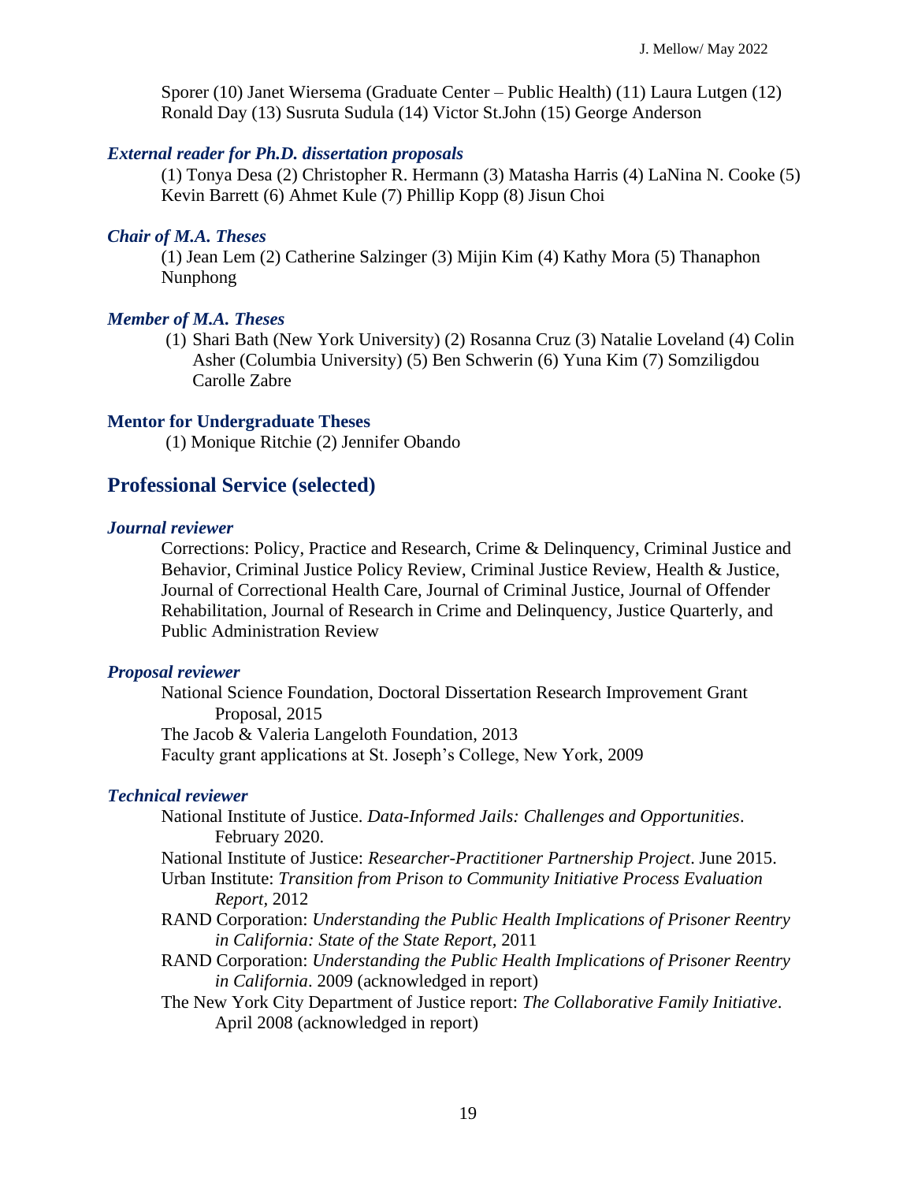Sporer (10) Janet Wiersema (Graduate Center – Public Health) (11) Laura Lutgen (12) Ronald Day (13) Susruta Sudula (14) Victor St.John (15) George Anderson

### *External reader for Ph.D. dissertation proposals*

(1) Tonya Desa (2) Christopher R. Hermann (3) Matasha Harris (4) LaNina N. Cooke (5) Kevin Barrett (6) Ahmet Kule (7) Phillip Kopp (8) Jisun Choi

### *Chair of M.A. Theses*

(1) Jean Lem (2) Catherine Salzinger (3) Mijin Kim (4) Kathy Mora (5) Thanaphon Nunphong

### *Member of M.A. Theses*

(1) Shari Bath (New York University) (2) Rosanna Cruz (3) Natalie Loveland (4) Colin Asher (Columbia University) (5) Ben Schwerin (6) Yuna Kim (7) Somziligdou Carolle Zabre

### Mentor for Undergraduate Theses

(1) Monique Ritchie (2) Jennifer Obando

## Professional Service (selected)

### *Journal reviewer*

Corrections: Policy, Practice and Research, Crime & Delinquency, Criminal Justice and Behavior, Criminal Justice Policy Review, Criminal Justice Review, Health & Justice, Journal of Correctional Health Care, Journal of Criminal Justice, Journal of Offender Rehabilitation, Journal of Research in Crime and Delinquency, Justice Quarterly, and Public Administration Review

### *Proposal reviewer*

National Science Foundation, Doctoral Dissertation Research Improvement Grant Proposal, 2015

The Jacob & Valeria Langeloth Foundation, 2013

Faculty grant applications at St. Joseph's College, New York, 2009

### *Technical reviewer*

National Institute of Justice. *Data-Informed Jails: Challenges and Opportunities*. February 2020.

National Institute of Justice: *Researcher-Practitioner Partnership Project*. June 2015.

Urban Institute: *Transition from Prison to Community Initiative Process Evaluation Report*, 2012

RAND Corporation: *Understanding the Public Health Implications of Prisoner Reentry in California: State of the State Report*, 2011

RAND Corporation: *Understanding the Public Health Implications of Prisoner Reentry in California*. 2009 (acknowledged in report)

The New York City Department of Justice report: *The Collaborative Family Initiative*. April 2008 (acknowledged in report)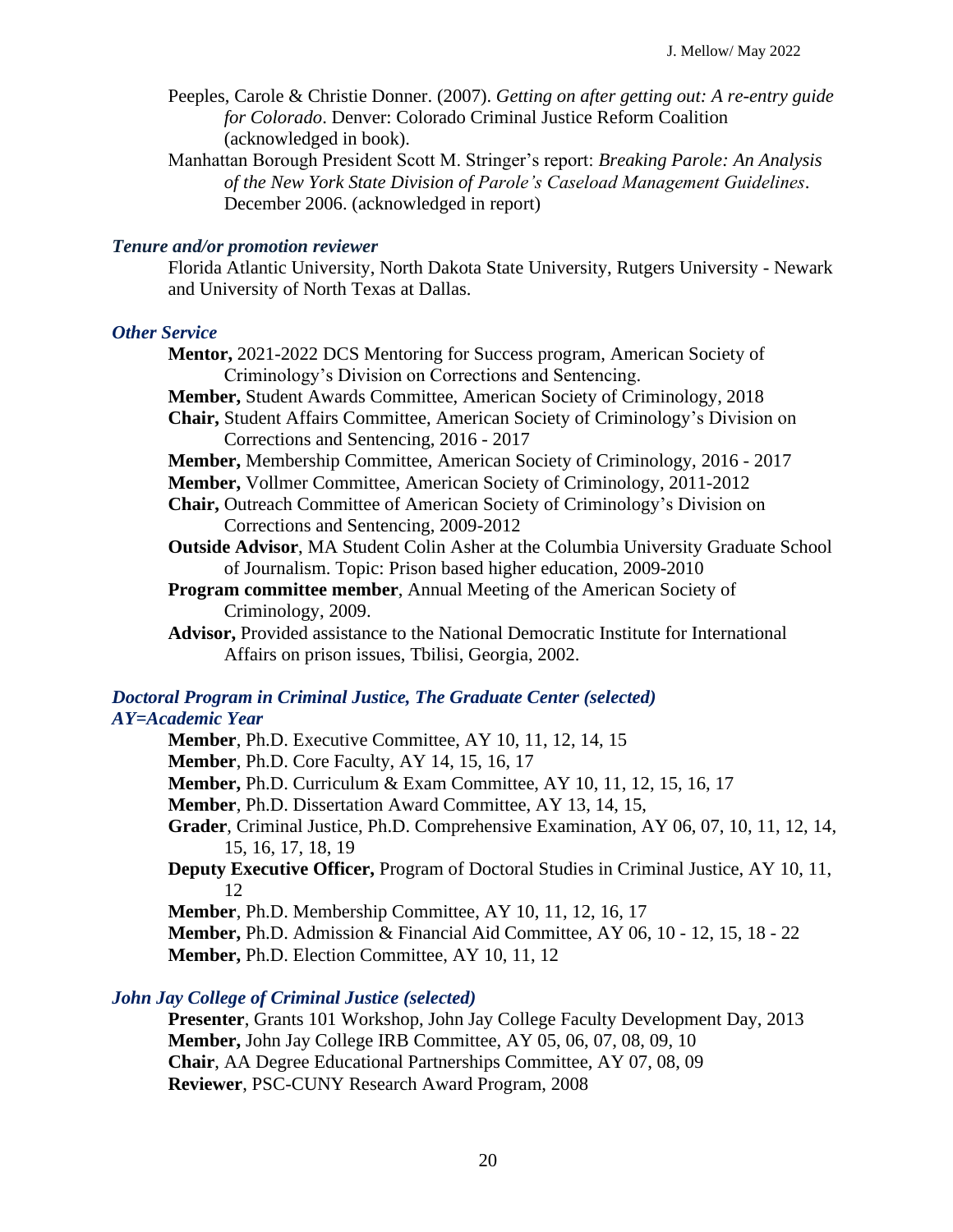Peeples, Carole & Christie Donner. (2007). *Getting on after getting out: A re-entry guide for Colorado*. Denver: Colorado Criminal Justice Reform Coalition (acknowledged in book).

Manhattan Borough President Scott M. Stringer's report: *Breaking Parole: An Analysis of the New York State Division of Parole's Caseload Management Guidelines*. December 2006. (acknowledged in report)

### *Tenure and/or promotion reviewer*

Florida Atlantic University, North Dakota State University, Rutgers University - Newark and University of North Texas at Dallas.

### *Other Service*

**Mentor,** 2021-2022 DCS Mentoring for Success program, American Society of Criminology's Division on Corrections and Sentencing.

**Member,** Student Awards Committee, American Society of Criminology, 2018

**Chair,** Student Affairs Committee, American Society of Criminology's Division on Corrections and Sentencing, 2016 - 2017

**Member,** Membership Committee, American Society of Criminology, 2016 - 2017

**Member,** Vollmer Committee, American Society of Criminology, 2011-2012

**Chair,** Outreach Committee of American Society of Criminology's Division on Corrections and Sentencing, 2009-2012

**Outside Advisor**, MA Student Colin Asher at the Columbia University Graduate School of Journalism. Topic: Prison based higher education, 2009-2010

**Program committee member**, Annual Meeting of the American Society of Criminology, 2009.

**Advisor,** Provided assistance to the National Democratic Institute for International Affairs on prison issues, Tbilisi, Georgia, 2002.

### *Doctoral Program in Criminal Justice, The Graduate Center (selected)*
### *AY=Academic Year*

**Member**, Ph.D. Executive Committee, AY 10, 11, 12, 14, 15

**Member**, Ph.D. Core Faculty, AY 14, 15, 16, 17

**Member,** Ph.D. Curriculum & Exam Committee, AY 10, 11, 12, 15, 16, 17

**Member**, Ph.D. Dissertation Award Committee, AY 13, 14, 15,

**Grader**, Criminal Justice, Ph.D. Comprehensive Examination, AY 06, 07, 10, 11, 12, 14, 15, 16, 17, 18, 19

**Deputy Executive Officer,** Program of Doctoral Studies in Criminal Justice, AY 10, 11, 12

**Member**, Ph.D. Membership Committee, AY 10, 11, 12, 16, 17

**Member,** Ph.D. Admission & Financial Aid Committee, AY 06, 10 - 12, 15, 18 - 22

**Member,** Ph.D. Election Committee, AY 10, 11, 12

### *John Jay College of Criminal Justice (selected)*

**Presenter**, Grants 101 Workshop, John Jay College Faculty Development Day, 2013

**Member,** John Jay College IRB Committee, AY 05, 06, 07, 08, 09, 10

**Chair**, AA Degree Educational Partnerships Committee, AY 07, 08, 09

**Reviewer**, PSC-CUNY Research Award Program, 2008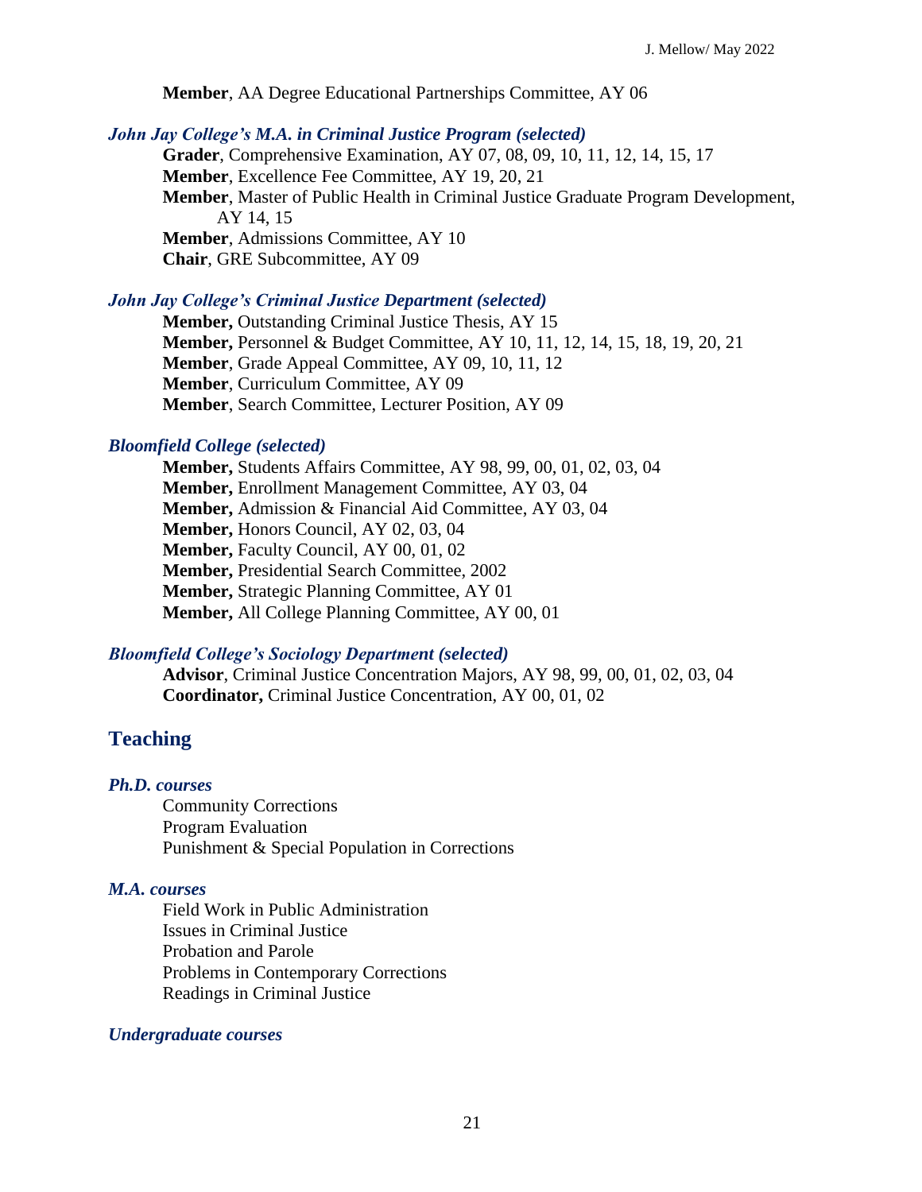**Member**, AA Degree Educational Partnerships Committee, AY 06

### *John Jay College's M.A. in Criminal Justice Program (selected)*

**Grader**, Comprehensive Examination, AY 07, 08, 09, 10, 11, 12, 14, 15, 17
**Member**, Excellence Fee Committee, AY 19, 20, 21
**Member**, Master of Public Health in Criminal Justice Graduate Program Development, AY 14, 15
**Member**, Admissions Committee, AY 10
**Chair**, GRE Subcommittee, AY 09

### *John Jay College's Criminal Justice Department (selected)*

**Member,** Outstanding Criminal Justice Thesis, AY 15
**Member,** Personnel & Budget Committee, AY 10, 11, 12, 14, 15, 18, 19, 20, 21
**Member**, Grade Appeal Committee, AY 09, 10, 11, 12
**Member**, Curriculum Committee, AY 09
**Member**, Search Committee, Lecturer Position, AY 09

### *Bloomfield College (selected)*

**Member,** Students Affairs Committee, AY 98, 99, 00, 01, 02, 03, 04
**Member,** Enrollment Management Committee, AY 03, 04
**Member,** Admission & Financial Aid Committee, AY 03, 04
**Member,** Honors Council, AY 02, 03, 04
**Member,** Faculty Council, AY 00, 01, 02
**Member,** Presidential Search Committee, 2002
**Member,** Strategic Planning Committee, AY 01
**Member,** All College Planning Committee, AY 00, 01

### *Bloomfield College's Sociology Department (selected)*

**Advisor**, Criminal Justice Concentration Majors, AY 98, 99, 00, 01, 02, 03, 04
**Coordinator,** Criminal Justice Concentration, AY 00, 01, 02

## Teaching

### *Ph.D. courses*

Community Corrections
Program Evaluation
Punishment & Special Population in Corrections

### *M.A. courses*

Field Work in Public Administration
Issues in Criminal Justice
Probation and Parole
Problems in Contemporary Corrections
Readings in Criminal Justice

### *Undergraduate courses*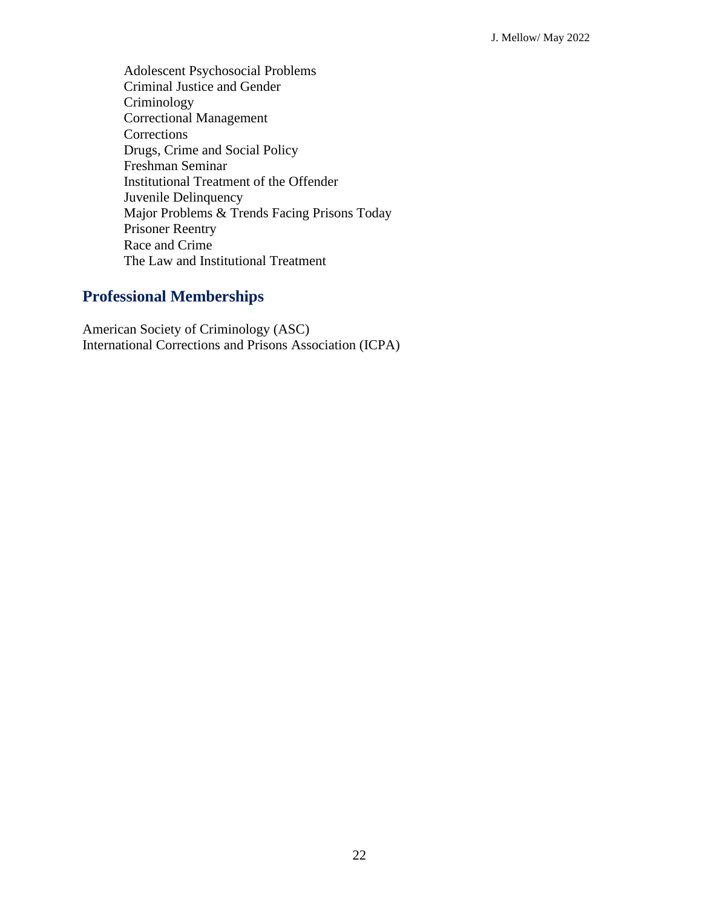Adolescent Psychosocial Problems
Criminal Justice and Gender
Criminology
Correctional Management
Corrections
Drugs, Crime and Social Policy
Freshman Seminar
Institutional Treatment of the Offender
Juvenile Delinquency
Major Problems & Trends Facing Prisons Today
Prisoner Reentry
Race and Crime
The Law and Institutional Treatment

## Professional Memberships

American Society of Criminology (ASC)
International Corrections and Prisons Association (ICPA)